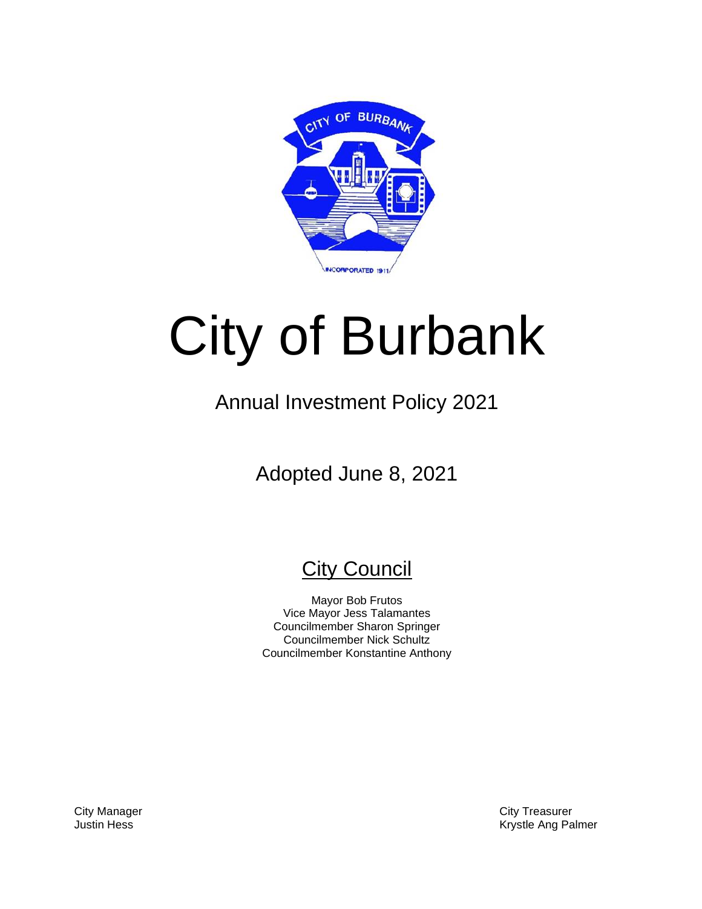# City of Burbank

## Annual Investment Policy 2021

Adopted June 8, 2021

### City Council

Mayor Bob Frutos
Vice Mayor Jess Talamantes
Councilmember Sharon Springer
Councilmember Nick Schultz
Councilmember Konstantine Anthony

City Manager
Justin Hess

City Treasurer
Krystle Ang Palmer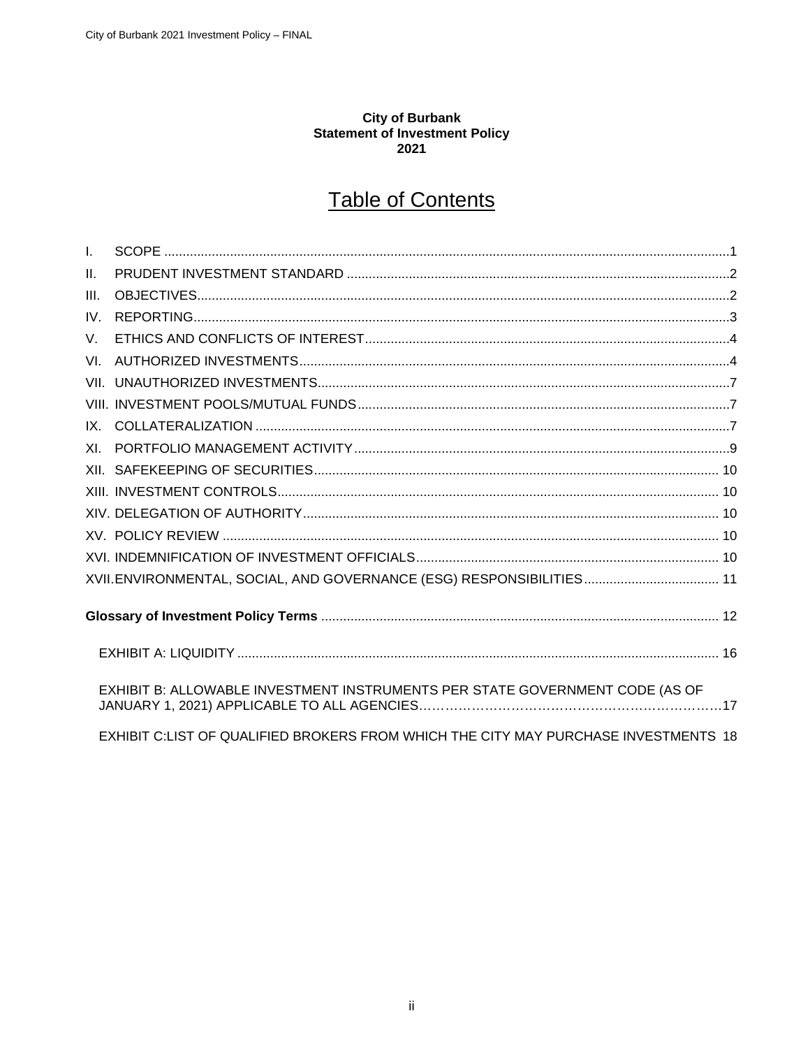**City of Burbank**
**Statement of Investment Policy**
**2021**

# Table of Contents

I. SCOPE ....................................................................................................1
II. PRUDENT INVESTMENT STANDARD ........................................................2
III. OBJECTIVES.............................................................................................2
IV. REPORTING..............................................................................................3
V. ETHICS AND CONFLICTS OF INTEREST....................................................4
VI. AUTHORIZED INVESTMENTS.....................................................................4
VII. UNAUTHORIZED INVESTMENTS................................................................7
VIII. INVESTMENT POOLS/MUTUAL FUNDS.....................................................7
IX. COLLATERALIZATION ...............................................................................7
XI. PORTFOLIO MANAGEMENT ACTIVITY.......................................................9
XII. SAFEKEEPING OF SECURITIES.................................................................10
XIII. INVESTMENT CONTROLS........................................................................10
XIV. DELEGATION OF AUTHORITY..................................................................10
XV. POLICY REVIEW .......................................................................................10
XVI. INDEMNIFICATION OF INVESTMENT OFFICIALS......................................10
XVII. ENVIRONMENTAL, SOCIAL, AND GOVERNANCE (ESG) RESPONSIBILITIES.....11

**Glossary of Investment Policy Terms** ........................................................12

EXHIBIT A: LIQUIDITY ..................................................................................16

EXHIBIT B: ALLOWABLE INVESTMENT INSTRUMENTS PER STATE GOVERNMENT CODE (AS OF JANUARY 1, 2021) APPLICABLE TO ALL AGENCIES.........................................17

EXHIBIT C:LIST OF QUALIFIED BROKERS FROM WHICH THE CITY MAY PURCHASE INVESTMENTS 18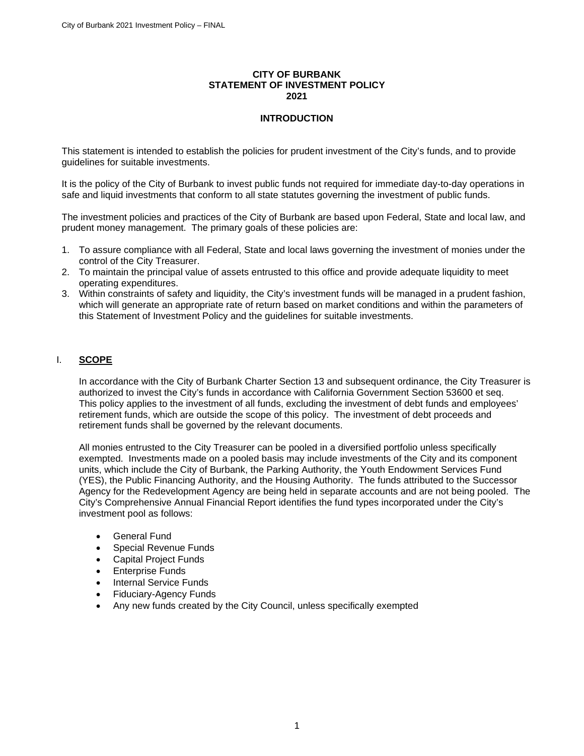**CITY OF BURBANK**
**STATEMENT OF INVESTMENT POLICY**
**2021**

## INTRODUCTION

This statement is intended to establish the policies for prudent investment of the City's funds, and to provide guidelines for suitable investments.

It is the policy of the City of Burbank to invest public funds not required for immediate day-to-day operations in safe and liquid investments that conform to all state statutes governing the investment of public funds.

The investment policies and practices of the City of Burbank are based upon Federal, State and local law, and prudent money management. The primary goals of these policies are:

1. To assure compliance with all Federal, State and local laws governing the investment of monies under the control of the City Treasurer.
2. To maintain the principal value of assets entrusted to this office and provide adequate liquidity to meet operating expenditures.
3. Within constraints of safety and liquidity, the City's investment funds will be managed in a prudent fashion, which will generate an appropriate rate of return based on market conditions and within the parameters of this Statement of Investment Policy and the guidelines for suitable investments.

## I. SCOPE

In accordance with the City of Burbank Charter Section 13 and subsequent ordinance, the City Treasurer is authorized to invest the City's funds in accordance with California Government Section 53600 et seq. This policy applies to the investment of all funds, excluding the investment of debt funds and employees' retirement funds, which are outside the scope of this policy. The investment of debt proceeds and retirement funds shall be governed by the relevant documents.

All monies entrusted to the City Treasurer can be pooled in a diversified portfolio unless specifically exempted. Investments made on a pooled basis may include investments of the City and its component units, which include the City of Burbank, the Parking Authority, the Youth Endowment Services Fund (YES), the Public Financing Authority, and the Housing Authority. The funds attributed to the Successor Agency for the Redevelopment Agency are being held in separate accounts and are not being pooled. The City's Comprehensive Annual Financial Report identifies the fund types incorporated under the City's investment pool as follows:

- General Fund
- Special Revenue Funds
- Capital Project Funds
- Enterprise Funds
- Internal Service Funds
- Fiduciary-Agency Funds
- Any new funds created by the City Council, unless specifically exempted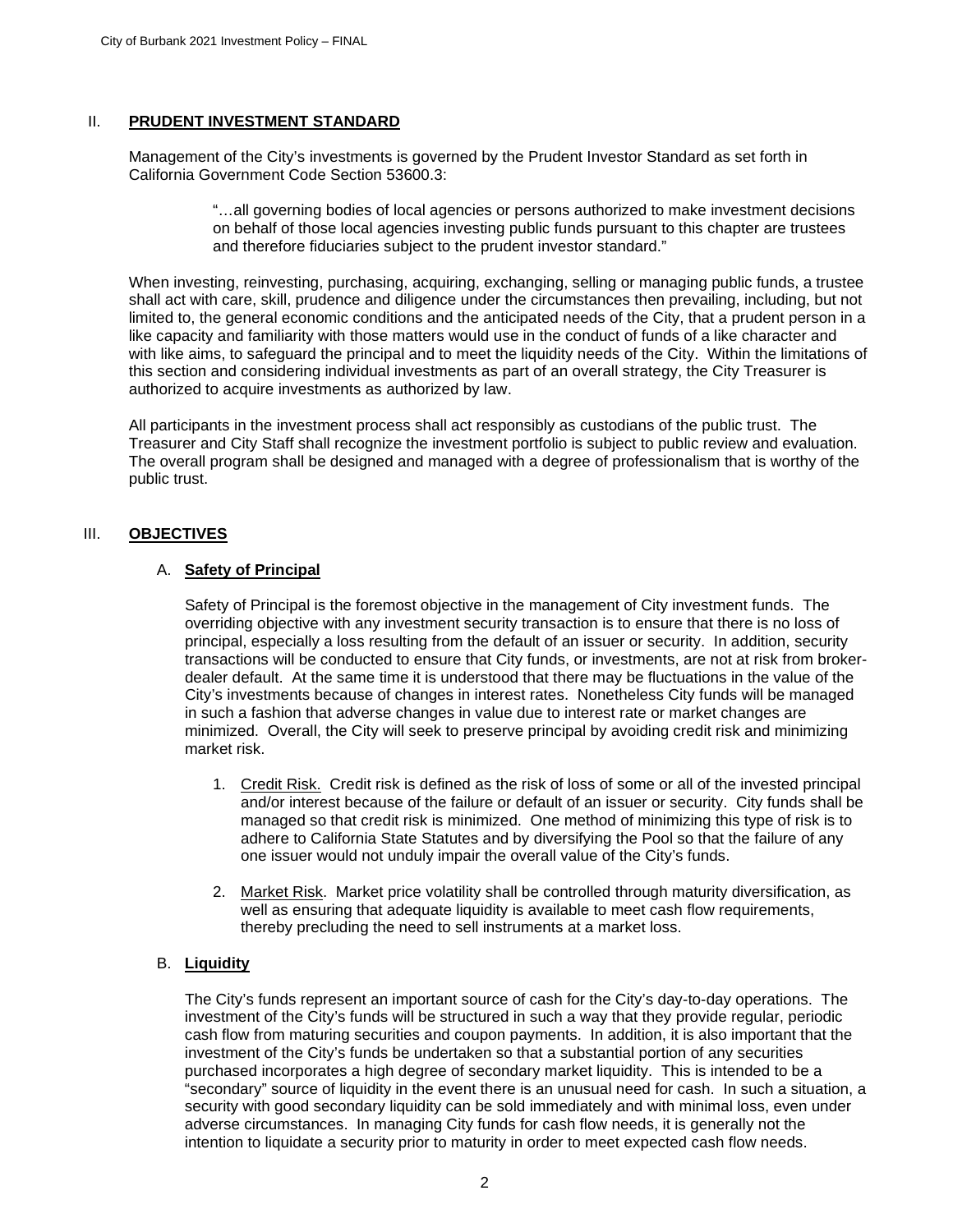## II. **PRUDENT INVESTMENT STANDARD**

Management of the City's investments is governed by the Prudent Investor Standard as set forth in California Government Code Section 53600.3:

> "…all governing bodies of local agencies or persons authorized to make investment decisions on behalf of those local agencies investing public funds pursuant to this chapter are trustees and therefore fiduciaries subject to the prudent investor standard."

When investing, reinvesting, purchasing, acquiring, exchanging, selling or managing public funds, a trustee shall act with care, skill, prudence and diligence under the circumstances then prevailing, including, but not limited to, the general economic conditions and the anticipated needs of the City, that a prudent person in a like capacity and familiarity with those matters would use in the conduct of funds of a like character and with like aims, to safeguard the principal and to meet the liquidity needs of the City. Within the limitations of this section and considering individual investments as part of an overall strategy, the City Treasurer is authorized to acquire investments as authorized by law.

All participants in the investment process shall act responsibly as custodians of the public trust. The Treasurer and City Staff shall recognize the investment portfolio is subject to public review and evaluation. The overall program shall be designed and managed with a degree of professionalism that is worthy of the public trust.

## III. **OBJECTIVES**

### A. **Safety of Principal**

Safety of Principal is the foremost objective in the management of City investment funds. The overriding objective with any investment security transaction is to ensure that there is no loss of principal, especially a loss resulting from the default of an issuer or security. In addition, security transactions will be conducted to ensure that City funds, or investments, are not at risk from broker-dealer default. At the same time it is understood that there may be fluctuations in the value of the City's investments because of changes in interest rates. Nonetheless City funds will be managed in such a fashion that adverse changes in value due to interest rate or market changes are minimized. Overall, the City will seek to preserve principal by avoiding credit risk and minimizing market risk.

1. Credit Risk. Credit risk is defined as the risk of loss of some or all of the invested principal and/or interest because of the failure or default of an issuer or security. City funds shall be managed so that credit risk is minimized. One method of minimizing this type of risk is to adhere to California State Statutes and by diversifying the Pool so that the failure of any one issuer would not unduly impair the overall value of the City's funds.

2. Market Risk. Market price volatility shall be controlled through maturity diversification, as well as ensuring that adequate liquidity is available to meet cash flow requirements, thereby precluding the need to sell instruments at a market loss.

### B. **Liquidity**

The City's funds represent an important source of cash for the City's day-to-day operations. The investment of the City's funds will be structured in such a way that they provide regular, periodic cash flow from maturing securities and coupon payments. In addition, it is also important that the investment of the City's funds be undertaken so that a substantial portion of any securities purchased incorporates a high degree of secondary market liquidity. This is intended to be a "secondary" source of liquidity in the event there is an unusual need for cash. In such a situation, a security with good secondary liquidity can be sold immediately and with minimal loss, even under adverse circumstances. In managing City funds for cash flow needs, it is generally not the intention to liquidate a security prior to maturity in order to meet expected cash flow needs.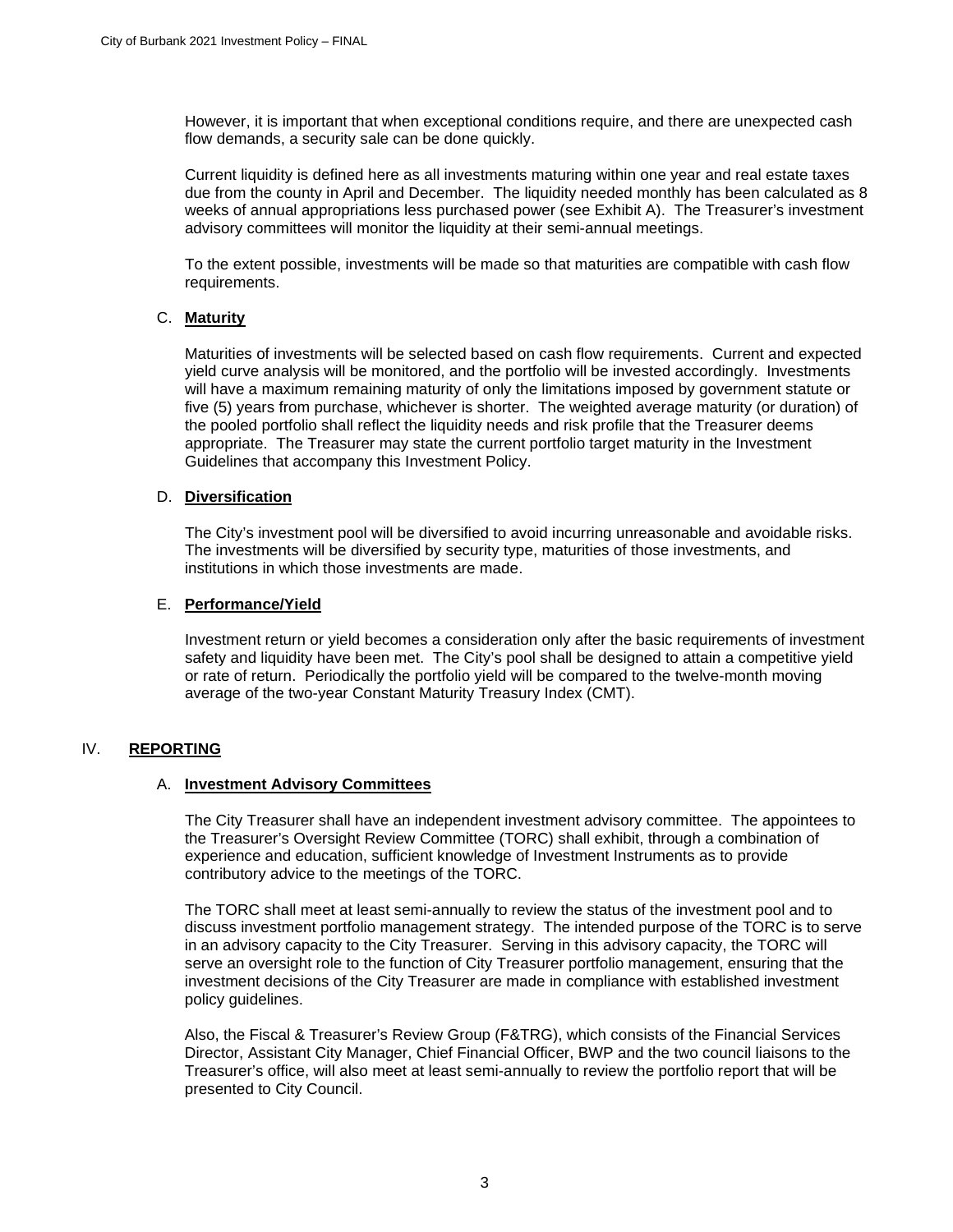However, it is important that when exceptional conditions require, and there are unexpected cash flow demands, a security sale can be done quickly.

Current liquidity is defined here as all investments maturing within one year and real estate taxes due from the county in April and December. The liquidity needed monthly has been calculated as 8 weeks of annual appropriations less purchased power (see Exhibit A). The Treasurer's investment advisory committees will monitor the liquidity at their semi-annual meetings.

To the extent possible, investments will be made so that maturities are compatible with cash flow requirements.

### C. **Maturity**

Maturities of investments will be selected based on cash flow requirements. Current and expected yield curve analysis will be monitored, and the portfolio will be invested accordingly. Investments will have a maximum remaining maturity of only the limitations imposed by government statute or five (5) years from purchase, whichever is shorter. The weighted average maturity (or duration) of the pooled portfolio shall reflect the liquidity needs and risk profile that the Treasurer deems appropriate. The Treasurer may state the current portfolio target maturity in the Investment Guidelines that accompany this Investment Policy.

### D. **Diversification**

The City's investment pool will be diversified to avoid incurring unreasonable and avoidable risks. The investments will be diversified by security type, maturities of those investments, and institutions in which those investments are made.

### E. **Performance/Yield**

Investment return or yield becomes a consideration only after the basic requirements of investment safety and liquidity have been met. The City's pool shall be designed to attain a competitive yield or rate of return. Periodically the portfolio yield will be compared to the twelve-month moving average of the two-year Constant Maturity Treasury Index (CMT).

## IV. **REPORTING**

### A. **Investment Advisory Committees**

The City Treasurer shall have an independent investment advisory committee. The appointees to the Treasurer's Oversight Review Committee (TORC) shall exhibit, through a combination of experience and education, sufficient knowledge of Investment Instruments as to provide contributory advice to the meetings of the TORC.

The TORC shall meet at least semi-annually to review the status of the investment pool and to discuss investment portfolio management strategy. The intended purpose of the TORC is to serve in an advisory capacity to the City Treasurer. Serving in this advisory capacity, the TORC will serve an oversight role to the function of City Treasurer portfolio management, ensuring that the investment decisions of the City Treasurer are made in compliance with established investment policy guidelines.

Also, the Fiscal & Treasurer's Review Group (F&TRG), which consists of the Financial Services Director, Assistant City Manager, Chief Financial Officer, BWP and the two council liaisons to the Treasurer's office, will also meet at least semi-annually to review the portfolio report that will be presented to City Council.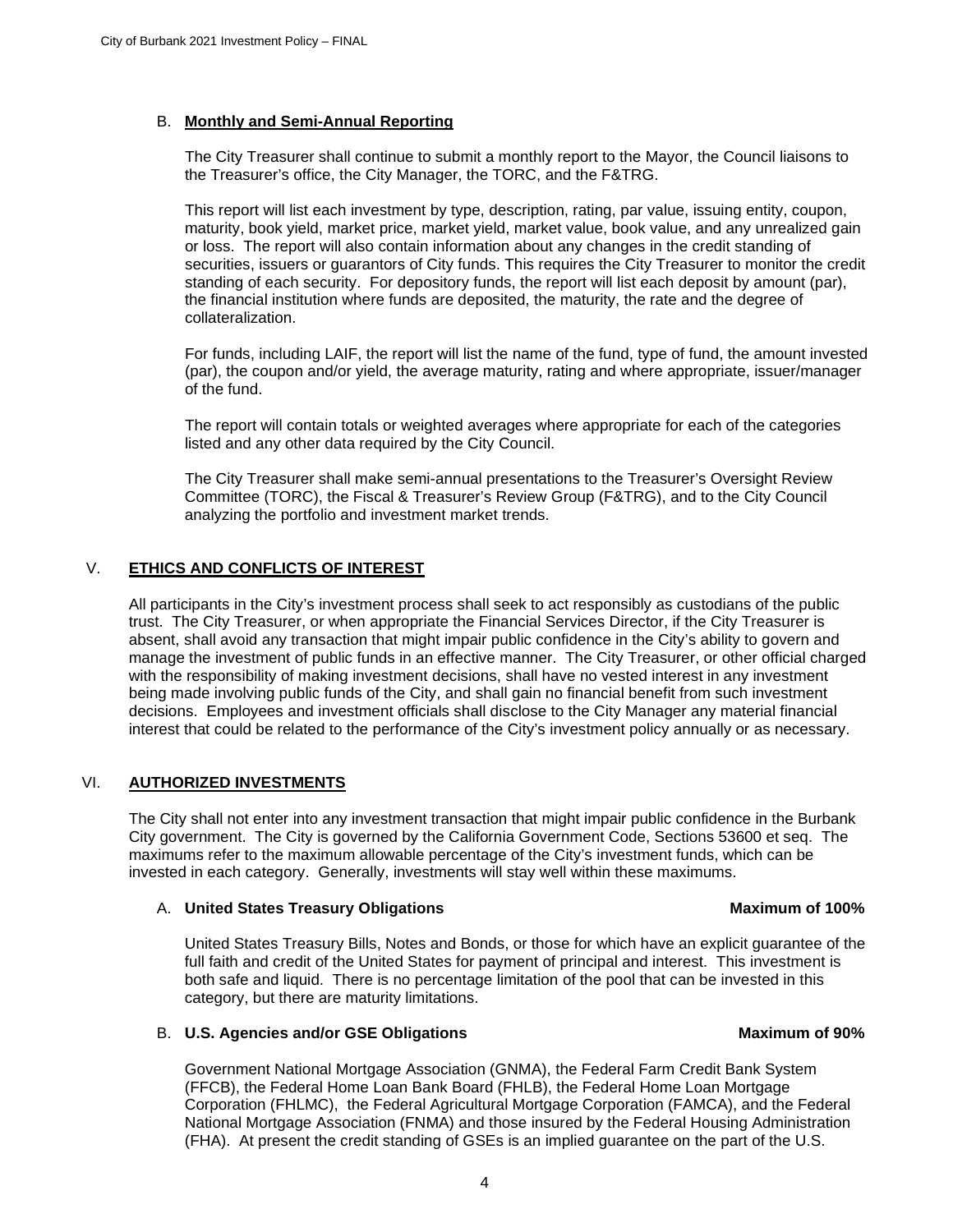### B. **Monthly and Semi-Annual Reporting**

The City Treasurer shall continue to submit a monthly report to the Mayor, the Council liaisons to the Treasurer's office, the City Manager, the TORC, and the F&TRG.

This report will list each investment by type, description, rating, par value, issuing entity, coupon, maturity, book yield, market price, market yield, market value, book value, and any unrealized gain or loss. The report will also contain information about any changes in the credit standing of securities, issuers or guarantors of City funds. This requires the City Treasurer to monitor the credit standing of each security. For depository funds, the report will list each deposit by amount (par), the financial institution where funds are deposited, the maturity, the rate and the degree of collateralization.

For funds, including LAIF, the report will list the name of the fund, type of fund, the amount invested (par), the coupon and/or yield, the average maturity, rating and where appropriate, issuer/manager of the fund.

The report will contain totals or weighted averages where appropriate for each of the categories listed and any other data required by the City Council.

The City Treasurer shall make semi-annual presentations to the Treasurer's Oversight Review Committee (TORC), the Fiscal & Treasurer's Review Group (F&TRG), and to the City Council analyzing the portfolio and investment market trends.

## V. **ETHICS AND CONFLICTS OF INTEREST**

All participants in the City's investment process shall seek to act responsibly as custodians of the public trust. The City Treasurer, or when appropriate the Financial Services Director, if the City Treasurer is absent, shall avoid any transaction that might impair public confidence in the City's ability to govern and manage the investment of public funds in an effective manner. The City Treasurer, or other official charged with the responsibility of making investment decisions, shall have no vested interest in any investment being made involving public funds of the City, and shall gain no financial benefit from such investment decisions. Employees and investment officials shall disclose to the City Manager any material financial interest that could be related to the performance of the City's investment policy annually or as necessary.

## VI. **AUTHORIZED INVESTMENTS**

The City shall not enter into any investment transaction that might impair public confidence in the Burbank City government. The City is governed by the California Government Code, Sections 53600 et seq. The maximums refer to the maximum allowable percentage of the City's investment funds, which can be invested in each category. Generally, investments will stay well within these maximums.

### A. **United States Treasury Obligations** — **Maximum of 100%**

United States Treasury Bills, Notes and Bonds, or those for which have an explicit guarantee of the full faith and credit of the United States for payment of principal and interest. This investment is both safe and liquid. There is no percentage limitation of the pool that can be invested in this category, but there are maturity limitations.

### B. **U.S. Agencies and/or GSE Obligations** — **Maximum of 90%**

Government National Mortgage Association (GNMA), the Federal Farm Credit Bank System (FFCB), the Federal Home Loan Bank Board (FHLB), the Federal Home Loan Mortgage Corporation (FHLMC), the Federal Agricultural Mortgage Corporation (FAMCA), and the Federal National Mortgage Association (FNMA) and those insured by the Federal Housing Administration (FHA). At present the credit standing of GSEs is an implied guarantee on the part of the U.S.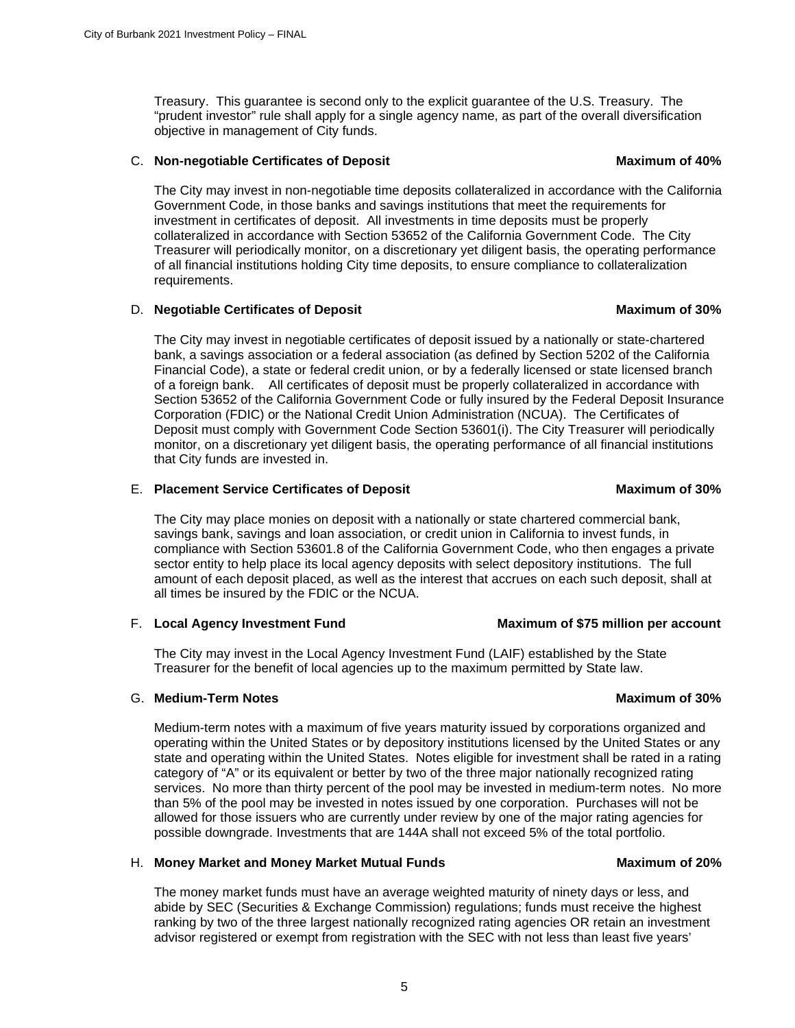Treasury. This guarantee is second only to the explicit guarantee of the U.S. Treasury. The "prudent investor" rule shall apply for a single agency name, as part of the overall diversification objective in management of City funds.

C. **Non-negotiable Certificates of Deposit** **Maximum of 40%**

The City may invest in non-negotiable time deposits collateralized in accordance with the California Government Code, in those banks and savings institutions that meet the requirements for investment in certificates of deposit. All investments in time deposits must be properly collateralized in accordance with Section 53652 of the California Government Code. The City Treasurer will periodically monitor, on a discretionary yet diligent basis, the operating performance of all financial institutions holding City time deposits, to ensure compliance to collateralization requirements.

D. **Negotiable Certificates of Deposit** **Maximum of 30%**

The City may invest in negotiable certificates of deposit issued by a nationally or state-chartered bank, a savings association or a federal association (as defined by Section 5202 of the California Financial Code), a state or federal credit union, or by a federally licensed or state licensed branch of a foreign bank. All certificates of deposit must be properly collateralized in accordance with Section 53652 of the California Government Code or fully insured by the Federal Deposit Insurance Corporation (FDIC) or the National Credit Union Administration (NCUA). The Certificates of Deposit must comply with Government Code Section 53601(i). The City Treasurer will periodically monitor, on a discretionary yet diligent basis, the operating performance of all financial institutions that City funds are invested in.

E. **Placement Service Certificates of Deposit** **Maximum of 30%**

The City may place monies on deposit with a nationally or state chartered commercial bank, savings bank, savings and loan association, or credit union in California to invest funds, in compliance with Section 53601.8 of the California Government Code, who then engages a private sector entity to help place its local agency deposits with select depository institutions. The full amount of each deposit placed, as well as the interest that accrues on each such deposit, shall at all times be insured by the FDIC or the NCUA.

F. **Local Agency Investment Fund** **Maximum of $75 million per account**

The City may invest in the Local Agency Investment Fund (LAIF) established by the State Treasurer for the benefit of local agencies up to the maximum permitted by State law.

G. **Medium-Term Notes** **Maximum of 30%**

Medium-term notes with a maximum of five years maturity issued by corporations organized and operating within the United States or by depository institutions licensed by the United States or any state and operating within the United States. Notes eligible for investment shall be rated in a rating category of "A" or its equivalent or better by two of the three major nationally recognized rating services. No more than thirty percent of the pool may be invested in medium-term notes. No more than 5% of the pool may be invested in notes issued by one corporation. Purchases will not be allowed for those issuers who are currently under review by one of the major rating agencies for possible downgrade. Investments that are 144A shall not exceed 5% of the total portfolio.

H. **Money Market and Money Market Mutual Funds** **Maximum of 20%**

The money market funds must have an average weighted maturity of ninety days or less, and abide by SEC (Securities & Exchange Commission) regulations; funds must receive the highest ranking by two of the three largest nationally recognized rating agencies OR retain an investment advisor registered or exempt from registration with the SEC with not less than least five years'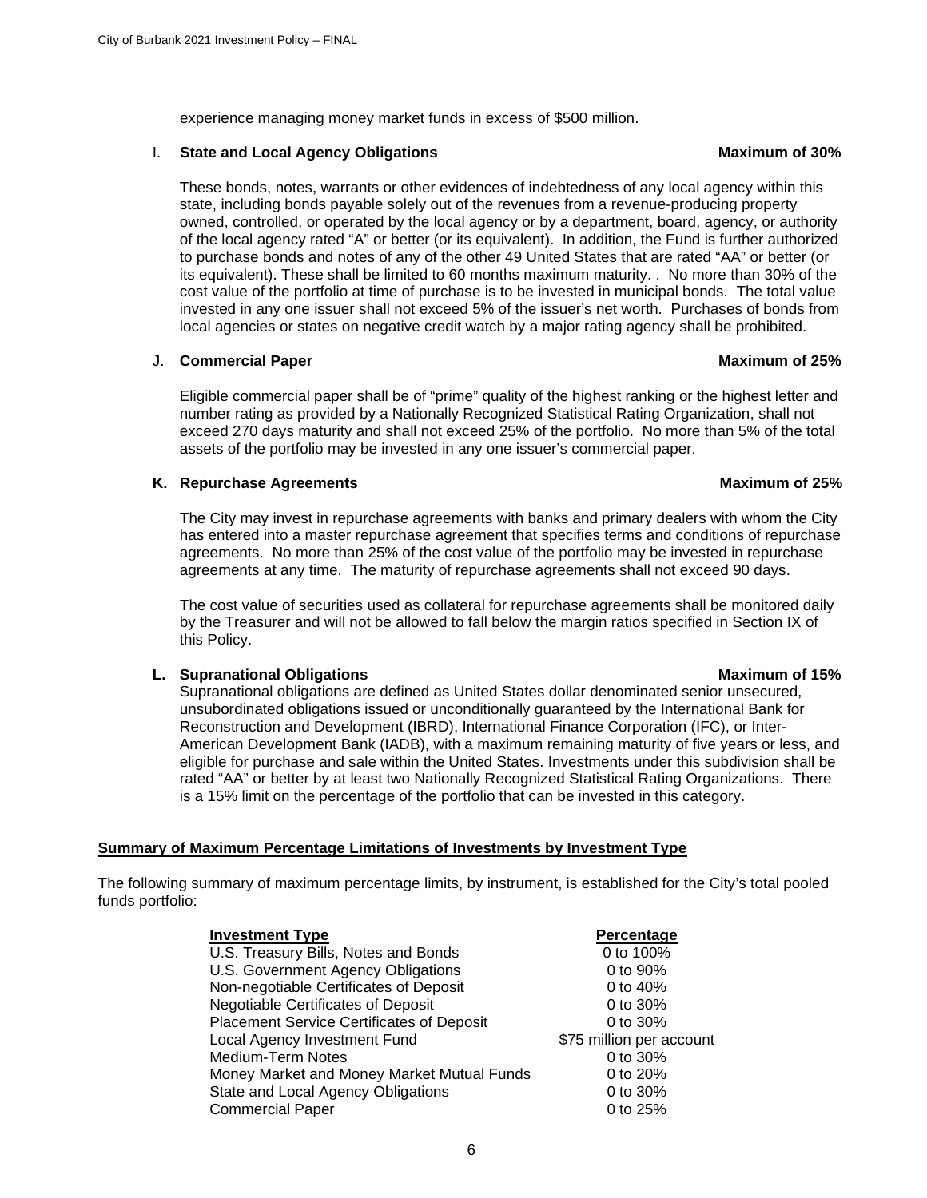experience managing money market funds in excess of $500 million.

I. **State and Local Agency Obligations** **Maximum of 30%**

These bonds, notes, warrants or other evidences of indebtedness of any local agency within this state, including bonds payable solely out of the revenues from a revenue-producing property owned, controlled, or operated by the local agency or by a department, board, agency, or authority of the local agency rated "A" or better (or its equivalent). In addition, the Fund is further authorized to purchase bonds and notes of any of the other 49 United States that are rated "AA" or better (or its equivalent). These shall be limited to 60 months maximum maturity. . No more than 30% of the cost value of the portfolio at time of purchase is to be invested in municipal bonds. The total value invested in any one issuer shall not exceed 5% of the issuer's net worth. Purchases of bonds from local agencies or states on negative credit watch by a major rating agency shall be prohibited.

J. **Commercial Paper** **Maximum of 25%**

Eligible commercial paper shall be of "prime" quality of the highest ranking or the highest letter and number rating as provided by a Nationally Recognized Statistical Rating Organization, shall not exceed 270 days maturity and shall not exceed 25% of the portfolio. No more than 5% of the total assets of the portfolio may be invested in any one issuer's commercial paper.

**K. Repurchase Agreements** **Maximum of 25%**

The City may invest in repurchase agreements with banks and primary dealers with whom the City has entered into a master repurchase agreement that specifies terms and conditions of repurchase agreements. No more than 25% of the cost value of the portfolio may be invested in repurchase agreements at any time. The maturity of repurchase agreements shall not exceed 90 days.

The cost value of securities used as collateral for repurchase agreements shall be monitored daily by the Treasurer and will not be allowed to fall below the margin ratios specified in Section IX of this Policy.

**L. Supranational Obligations** **Maximum of 15%**

Supranational obligations are defined as United States dollar denominated senior unsecured, unsubordinated obligations issued or unconditionally guaranteed by the International Bank for Reconstruction and Development (IBRD), International Finance Corporation (IFC), or Inter-American Development Bank (IADB), with a maximum remaining maturity of five years or less, and eligible for purchase and sale within the United States. Investments under this subdivision shall be rated "AA" or better by at least two Nationally Recognized Statistical Rating Organizations. There is a 15% limit on the percentage of the portfolio that can be invested in this category.

**Summary of Maximum Percentage Limitations of Investments by Investment Type**

The following summary of maximum percentage limits, by instrument, is established for the City's total pooled funds portfolio:

| Investment Type | Percentage |
|---|---|
| U.S. Treasury Bills, Notes and Bonds | 0 to 100% |
| U.S. Government Agency Obligations | 0 to 90% |
| Non-negotiable Certificates of Deposit | 0 to 40% |
| Negotiable Certificates of Deposit | 0 to 30% |
| Placement Service Certificates of Deposit | 0 to 30% |
| Local Agency Investment Fund | $75 million per account |
| Medium-Term Notes | 0 to 30% |
| Money Market and Money Market Mutual Funds | 0 to 20% |
| State and Local Agency Obligations | 0 to 30% |
| Commercial Paper | 0 to 25% |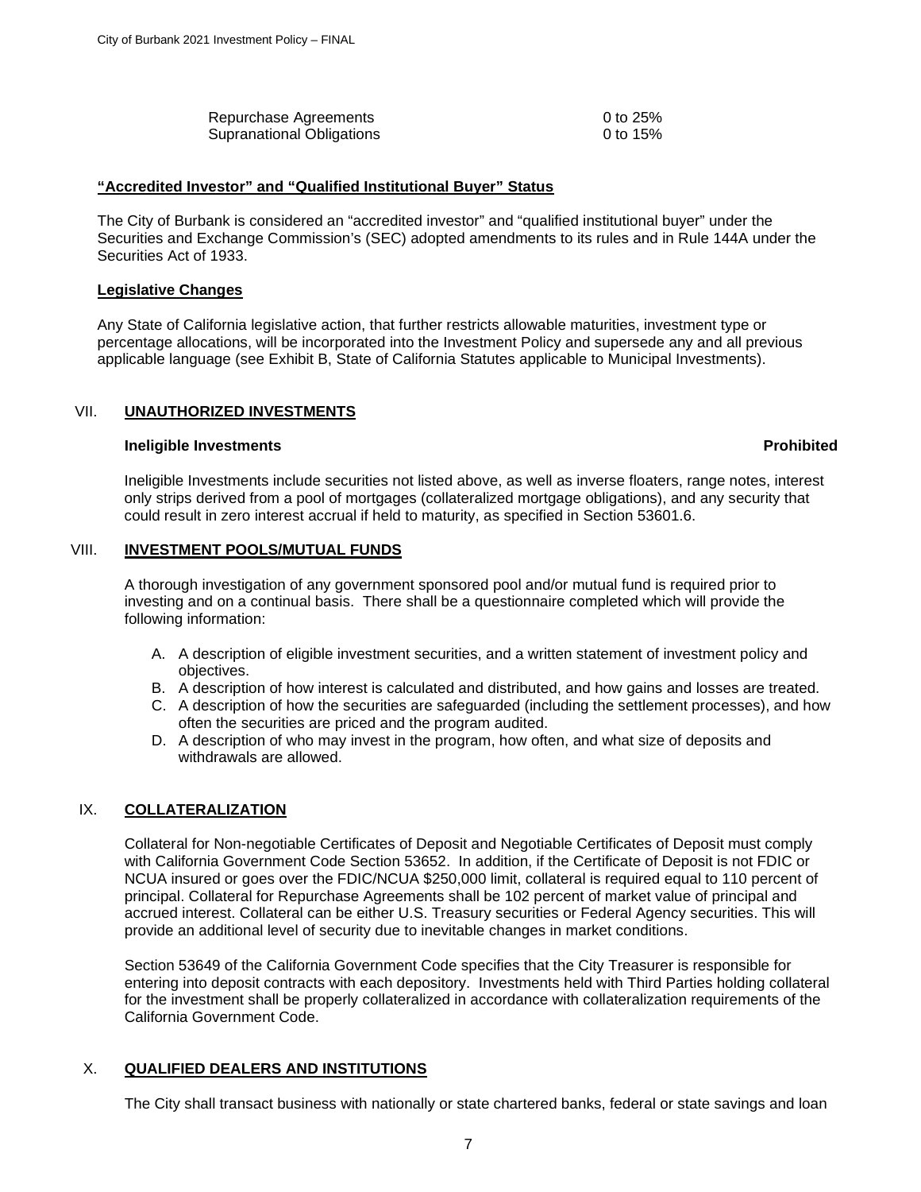| | |
|---|---|
| Repurchase Agreements | 0 to 25% |
| Supranational Obligations | 0 to 15% |

**"Accredited Investor" and "Qualified Institutional Buyer" Status**

The City of Burbank is considered an "accredited investor" and "qualified institutional buyer" under the Securities and Exchange Commission's (SEC) adopted amendments to its rules and in Rule 144A under the Securities Act of 1933.

**Legislative Changes**

Any State of California legislative action, that further restricts allowable maturities, investment type or percentage allocations, will be incorporated into the Investment Policy and supersede any and all previous applicable language (see Exhibit B, State of California Statutes applicable to Municipal Investments).

## VII. UNAUTHORIZED INVESTMENTS

**Ineligible Investments** **Prohibited**

Ineligible Investments include securities not listed above, as well as inverse floaters, range notes, interest only strips derived from a pool of mortgages (collateralized mortgage obligations), and any security that could result in zero interest accrual if held to maturity, as specified in Section 53601.6.

## VIII. INVESTMENT POOLS/MUTUAL FUNDS

A thorough investigation of any government sponsored pool and/or mutual fund is required prior to investing and on a continual basis. There shall be a questionnaire completed which will provide the following information:

A. A description of eligible investment securities, and a written statement of investment policy and objectives.
B. A description of how interest is calculated and distributed, and how gains and losses are treated.
C. A description of how the securities are safeguarded (including the settlement processes), and how often the securities are priced and the program audited.
D. A description of who may invest in the program, how often, and what size of deposits and withdrawals are allowed.

## IX. COLLATERALIZATION

Collateral for Non-negotiable Certificates of Deposit and Negotiable Certificates of Deposit must comply with California Government Code Section 53652. In addition, if the Certificate of Deposit is not FDIC or NCUA insured or goes over the FDIC/NCUA $250,000 limit, collateral is required equal to 110 percent of principal. Collateral for Repurchase Agreements shall be 102 percent of market value of principal and accrued interest. Collateral can be either U.S. Treasury securities or Federal Agency securities. This will provide an additional level of security due to inevitable changes in market conditions.

Section 53649 of the California Government Code specifies that the City Treasurer is responsible for entering into deposit contracts with each depository. Investments held with Third Parties holding collateral for the investment shall be properly collateralized in accordance with collateralization requirements of the California Government Code.

## X. QUALIFIED DEALERS AND INSTITUTIONS

The City shall transact business with nationally or state chartered banks, federal or state savings and loan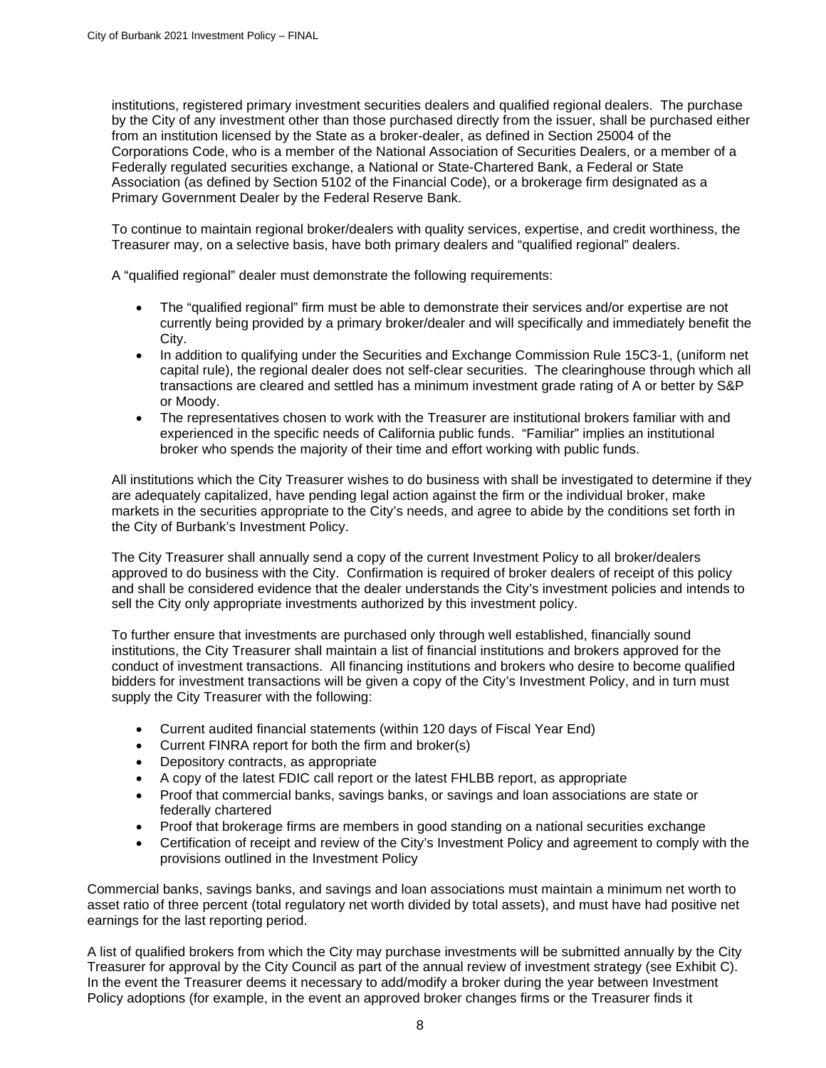institutions, registered primary investment securities dealers and qualified regional dealers. The purchase by the City of any investment other than those purchased directly from the issuer, shall be purchased either from an institution licensed by the State as a broker-dealer, as defined in Section 25004 of the Corporations Code, who is a member of the National Association of Securities Dealers, or a member of a Federally regulated securities exchange, a National or State-Chartered Bank, a Federal or State Association (as defined by Section 5102 of the Financial Code), or a brokerage firm designated as a Primary Government Dealer by the Federal Reserve Bank.

To continue to maintain regional broker/dealers with quality services, expertise, and credit worthiness, the Treasurer may, on a selective basis, have both primary dealers and "qualified regional" dealers.

A "qualified regional" dealer must demonstrate the following requirements:

- The "qualified regional" firm must be able to demonstrate their services and/or expertise are not currently being provided by a primary broker/dealer and will specifically and immediately benefit the City.
- In addition to qualifying under the Securities and Exchange Commission Rule 15C3-1, (uniform net capital rule), the regional dealer does not self-clear securities. The clearinghouse through which all transactions are cleared and settled has a minimum investment grade rating of A or better by S&P or Moody.
- The representatives chosen to work with the Treasurer are institutional brokers familiar with and experienced in the specific needs of California public funds. "Familiar" implies an institutional broker who spends the majority of their time and effort working with public funds.

All institutions which the City Treasurer wishes to do business with shall be investigated to determine if they are adequately capitalized, have pending legal action against the firm or the individual broker, make markets in the securities appropriate to the City's needs, and agree to abide by the conditions set forth in the City of Burbank's Investment Policy.

The City Treasurer shall annually send a copy of the current Investment Policy to all broker/dealers approved to do business with the City. Confirmation is required of broker dealers of receipt of this policy and shall be considered evidence that the dealer understands the City's investment policies and intends to sell the City only appropriate investments authorized by this investment policy.

To further ensure that investments are purchased only through well established, financially sound institutions, the City Treasurer shall maintain a list of financial institutions and brokers approved for the conduct of investment transactions. All financing institutions and brokers who desire to become qualified bidders for investment transactions will be given a copy of the City's Investment Policy, and in turn must supply the City Treasurer with the following:

- Current audited financial statements (within 120 days of Fiscal Year End)
- Current FINRA report for both the firm and broker(s)
- Depository contracts, as appropriate
- A copy of the latest FDIC call report or the latest FHLBB report, as appropriate
- Proof that commercial banks, savings banks, or savings and loan associations are state or federally chartered
- Proof that brokerage firms are members in good standing on a national securities exchange
- Certification of receipt and review of the City's Investment Policy and agreement to comply with the provisions outlined in the Investment Policy

Commercial banks, savings banks, and savings and loan associations must maintain a minimum net worth to asset ratio of three percent (total regulatory net worth divided by total assets), and must have had positive net earnings for the last reporting period.

A list of qualified brokers from which the City may purchase investments will be submitted annually by the City Treasurer for approval by the City Council as part of the annual review of investment strategy (see Exhibit C). In the event the Treasurer deems it necessary to add/modify a broker during the year between Investment Policy adoptions (for example, in the event an approved broker changes firms or the Treasurer finds it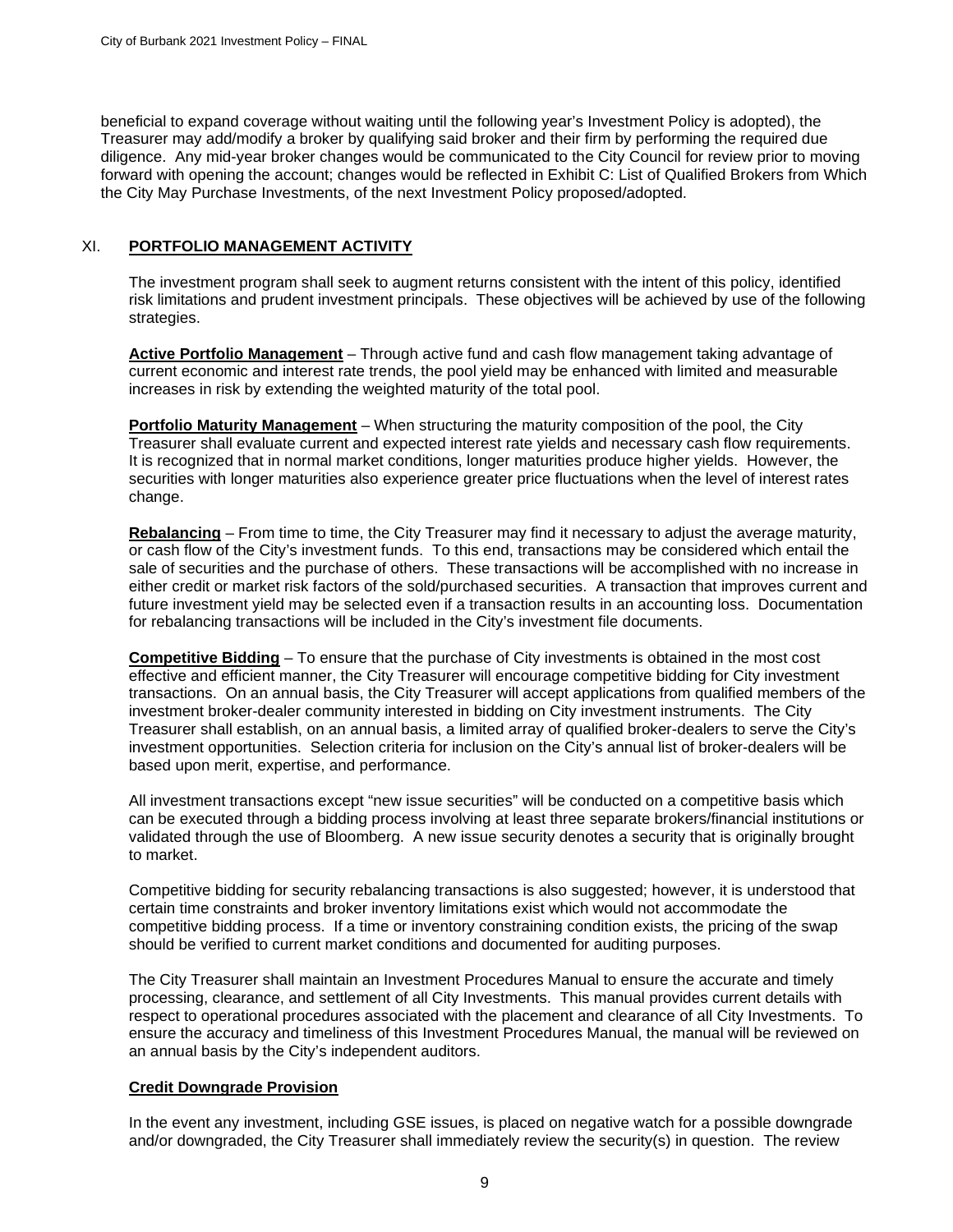beneficial to expand coverage without waiting until the following year's Investment Policy is adopted), the Treasurer may add/modify a broker by qualifying said broker and their firm by performing the required due diligence. Any mid-year broker changes would be communicated to the City Council for review prior to moving forward with opening the account; changes would be reflected in Exhibit C: List of Qualified Brokers from Which the City May Purchase Investments, of the next Investment Policy proposed/adopted.

## XI. PORTFOLIO MANAGEMENT ACTIVITY

The investment program shall seek to augment returns consistent with the intent of this policy, identified risk limitations and prudent investment principals. These objectives will be achieved by use of the following strategies.

**Active Portfolio Management** – Through active fund and cash flow management taking advantage of current economic and interest rate trends, the pool yield may be enhanced with limited and measurable increases in risk by extending the weighted maturity of the total pool.

**Portfolio Maturity Management** – When structuring the maturity composition of the pool, the City Treasurer shall evaluate current and expected interest rate yields and necessary cash flow requirements. It is recognized that in normal market conditions, longer maturities produce higher yields. However, the securities with longer maturities also experience greater price fluctuations when the level of interest rates change.

**Rebalancing** – From time to time, the City Treasurer may find it necessary to adjust the average maturity, or cash flow of the City's investment funds. To this end, transactions may be considered which entail the sale of securities and the purchase of others. These transactions will be accomplished with no increase in either credit or market risk factors of the sold/purchased securities. A transaction that improves current and future investment yield may be selected even if a transaction results in an accounting loss. Documentation for rebalancing transactions will be included in the City's investment file documents.

**Competitive Bidding** – To ensure that the purchase of City investments is obtained in the most cost effective and efficient manner, the City Treasurer will encourage competitive bidding for City investment transactions. On an annual basis, the City Treasurer will accept applications from qualified members of the investment broker-dealer community interested in bidding on City investment instruments. The City Treasurer shall establish, on an annual basis, a limited array of qualified broker-dealers to serve the City's investment opportunities. Selection criteria for inclusion on the City's annual list of broker-dealers will be based upon merit, expertise, and performance.

All investment transactions except "new issue securities" will be conducted on a competitive basis which can be executed through a bidding process involving at least three separate brokers/financial institutions or validated through the use of Bloomberg. A new issue security denotes a security that is originally brought to market.

Competitive bidding for security rebalancing transactions is also suggested; however, it is understood that certain time constraints and broker inventory limitations exist which would not accommodate the competitive bidding process. If a time or inventory constraining condition exists, the pricing of the swap should be verified to current market conditions and documented for auditing purposes.

The City Treasurer shall maintain an Investment Procedures Manual to ensure the accurate and timely processing, clearance, and settlement of all City Investments. This manual provides current details with respect to operational procedures associated with the placement and clearance of all City Investments. To ensure the accuracy and timeliness of this Investment Procedures Manual, the manual will be reviewed on an annual basis by the City's independent auditors.

### Credit Downgrade Provision

In the event any investment, including GSE issues, is placed on negative watch for a possible downgrade and/or downgraded, the City Treasurer shall immediately review the security(s) in question. The review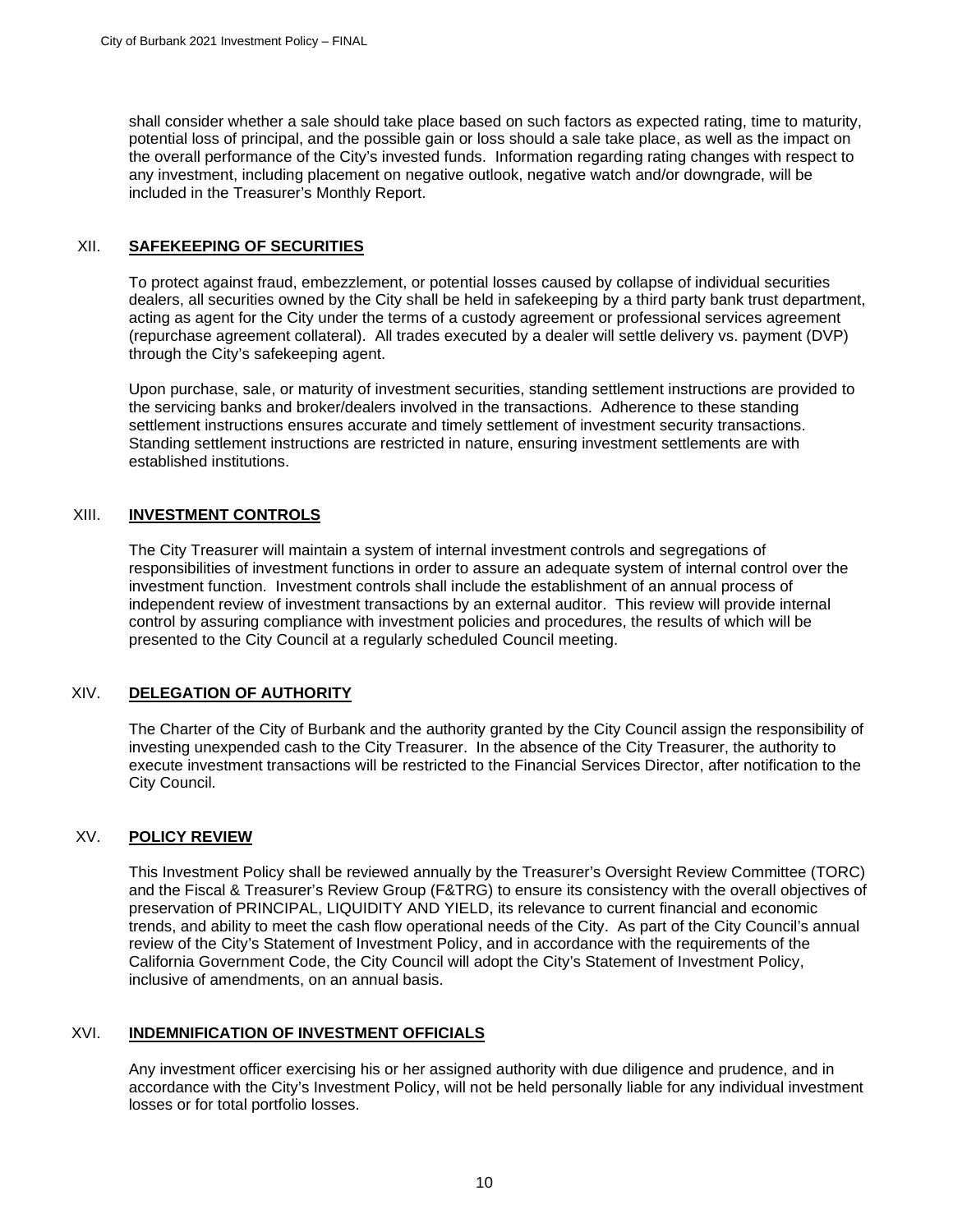shall consider whether a sale should take place based on such factors as expected rating, time to maturity, potential loss of principal, and the possible gain or loss should a sale take place, as well as the impact on the overall performance of the City's invested funds. Information regarding rating changes with respect to any investment, including placement on negative outlook, negative watch and/or downgrade, will be included in the Treasurer's Monthly Report.

## XII. SAFEKEEPING OF SECURITIES

To protect against fraud, embezzlement, or potential losses caused by collapse of individual securities dealers, all securities owned by the City shall be held in safekeeping by a third party bank trust department, acting as agent for the City under the terms of a custody agreement or professional services agreement (repurchase agreement collateral). All trades executed by a dealer will settle delivery vs. payment (DVP) through the City's safekeeping agent.

Upon purchase, sale, or maturity of investment securities, standing settlement instructions are provided to the servicing banks and broker/dealers involved in the transactions. Adherence to these standing settlement instructions ensures accurate and timely settlement of investment security transactions. Standing settlement instructions are restricted in nature, ensuring investment settlements are with established institutions.

## XIII. INVESTMENT CONTROLS

The City Treasurer will maintain a system of internal investment controls and segregations of responsibilities of investment functions in order to assure an adequate system of internal control over the investment function. Investment controls shall include the establishment of an annual process of independent review of investment transactions by an external auditor. This review will provide internal control by assuring compliance with investment policies and procedures, the results of which will be presented to the City Council at a regularly scheduled Council meeting.

## XIV. DELEGATION OF AUTHORITY

The Charter of the City of Burbank and the authority granted by the City Council assign the responsibility of investing unexpended cash to the City Treasurer. In the absence of the City Treasurer, the authority to execute investment transactions will be restricted to the Financial Services Director, after notification to the City Council.

## XV. POLICY REVIEW

This Investment Policy shall be reviewed annually by the Treasurer's Oversight Review Committee (TORC) and the Fiscal & Treasurer's Review Group (F&TRG) to ensure its consistency with the overall objectives of preservation of PRINCIPAL, LIQUIDITY AND YIELD, its relevance to current financial and economic trends, and ability to meet the cash flow operational needs of the City. As part of the City Council's annual review of the City's Statement of Investment Policy, and in accordance with the requirements of the California Government Code, the City Council will adopt the City's Statement of Investment Policy, inclusive of amendments, on an annual basis.

## XVI. INDEMNIFICATION OF INVESTMENT OFFICIALS

Any investment officer exercising his or her assigned authority with due diligence and prudence, and in accordance with the City's Investment Policy, will not be held personally liable for any individual investment losses or for total portfolio losses.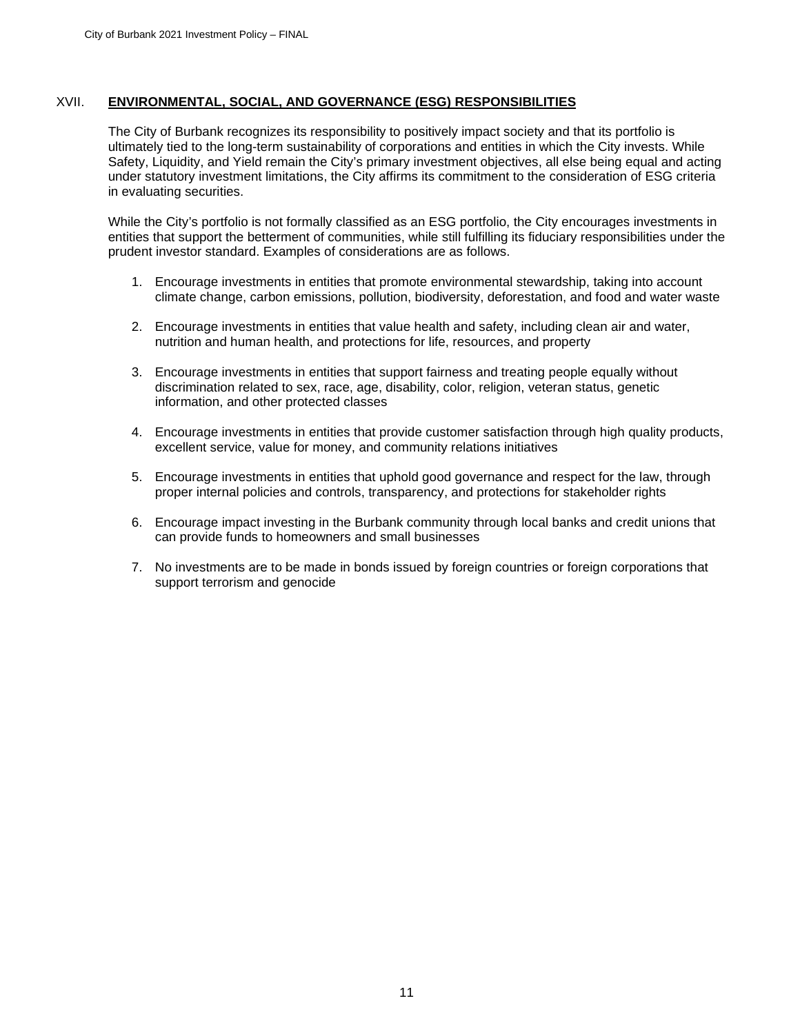## XVII. ENVIRONMENTAL, SOCIAL, AND GOVERNANCE (ESG) RESPONSIBILITIES

The City of Burbank recognizes its responsibility to positively impact society and that its portfolio is ultimately tied to the long-term sustainability of corporations and entities in which the City invests. While Safety, Liquidity, and Yield remain the City's primary investment objectives, all else being equal and acting under statutory investment limitations, the City affirms its commitment to the consideration of ESG criteria in evaluating securities.

While the City's portfolio is not formally classified as an ESG portfolio, the City encourages investments in entities that support the betterment of communities, while still fulfilling its fiduciary responsibilities under the prudent investor standard. Examples of considerations are as follows.

1. Encourage investments in entities that promote environmental stewardship, taking into account climate change, carbon emissions, pollution, biodiversity, deforestation, and food and water waste

2. Encourage investments in entities that value health and safety, including clean air and water, nutrition and human health, and protections for life, resources, and property

3. Encourage investments in entities that support fairness and treating people equally without discrimination related to sex, race, age, disability, color, religion, veteran status, genetic information, and other protected classes

4. Encourage investments in entities that provide customer satisfaction through high quality products, excellent service, value for money, and community relations initiatives

5. Encourage investments in entities that uphold good governance and respect for the law, through proper internal policies and controls, transparency, and protections for stakeholder rights

6. Encourage impact investing in the Burbank community through local banks and credit unions that can provide funds to homeowners and small businesses

7. No investments are to be made in bonds issued by foreign countries or foreign corporations that support terrorism and genocide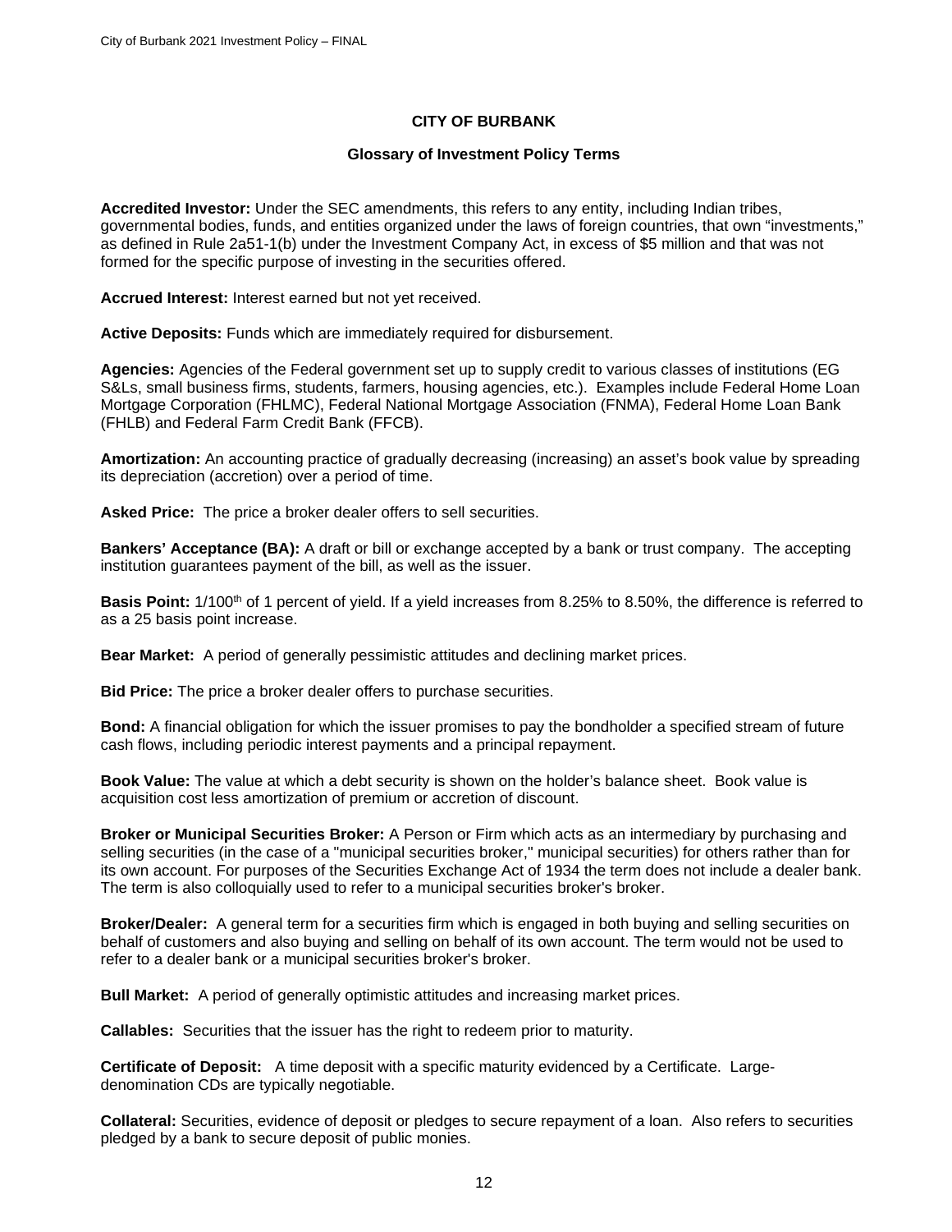## CITY OF BURBANK

### Glossary of Investment Policy Terms

**Accredited Investor:** Under the SEC amendments, this refers to any entity, including Indian tribes, governmental bodies, funds, and entities organized under the laws of foreign countries, that own "investments," as defined in Rule 2a51-1(b) under the Investment Company Act, in excess of $5 million and that was not formed for the specific purpose of investing in the securities offered.

**Accrued Interest:** Interest earned but not yet received.

**Active Deposits:** Funds which are immediately required for disbursement.

**Agencies:** Agencies of the Federal government set up to supply credit to various classes of institutions (EG S&Ls, small business firms, students, farmers, housing agencies, etc.). Examples include Federal Home Loan Mortgage Corporation (FHLMC), Federal National Mortgage Association (FNMA), Federal Home Loan Bank (FHLB) and Federal Farm Credit Bank (FFCB).

**Amortization:** An accounting practice of gradually decreasing (increasing) an asset's book value by spreading its depreciation (accretion) over a period of time.

**Asked Price:** The price a broker dealer offers to sell securities.

**Bankers' Acceptance (BA):** A draft or bill or exchange accepted by a bank or trust company. The accepting institution guarantees payment of the bill, as well as the issuer.

**Basis Point:** 1/100th of 1 percent of yield. If a yield increases from 8.25% to 8.50%, the difference is referred to as a 25 basis point increase.

**Bear Market:** A period of generally pessimistic attitudes and declining market prices.

**Bid Price:** The price a broker dealer offers to purchase securities.

**Bond:** A financial obligation for which the issuer promises to pay the bondholder a specified stream of future cash flows, including periodic interest payments and a principal repayment.

**Book Value:** The value at which a debt security is shown on the holder's balance sheet. Book value is acquisition cost less amortization of premium or accretion of discount.

**Broker or Municipal Securities Broker:** A Person or Firm which acts as an intermediary by purchasing and selling securities (in the case of a "municipal securities broker," municipal securities) for others rather than for its own account. For purposes of the Securities Exchange Act of 1934 the term does not include a dealer bank. The term is also colloquially used to refer to a municipal securities broker's broker.

**Broker/Dealer:** A general term for a securities firm which is engaged in both buying and selling securities on behalf of customers and also buying and selling on behalf of its own account. The term would not be used to refer to a dealer bank or a municipal securities broker's broker.

**Bull Market:** A period of generally optimistic attitudes and increasing market prices.

**Callables:** Securities that the issuer has the right to redeem prior to maturity.

**Certificate of Deposit:** A time deposit with a specific maturity evidenced by a Certificate. Large-denomination CDs are typically negotiable.

**Collateral:** Securities, evidence of deposit or pledges to secure repayment of a loan. Also refers to securities pledged by a bank to secure deposit of public monies.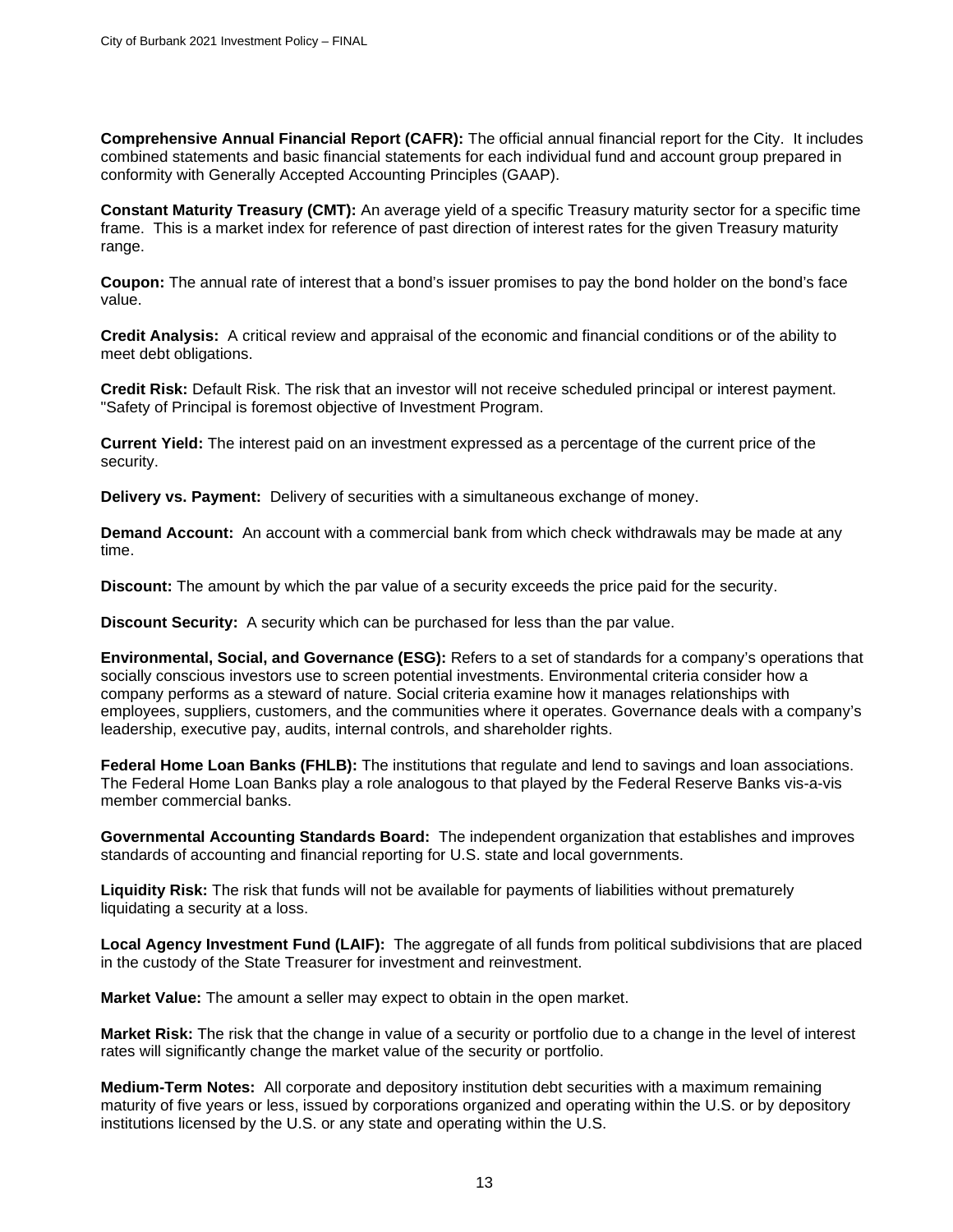**Comprehensive Annual Financial Report (CAFR):** The official annual financial report for the City. It includes combined statements and basic financial statements for each individual fund and account group prepared in conformity with Generally Accepted Accounting Principles (GAAP).

**Constant Maturity Treasury (CMT):** An average yield of a specific Treasury maturity sector for a specific time frame. This is a market index for reference of past direction of interest rates for the given Treasury maturity range.

**Coupon:** The annual rate of interest that a bond's issuer promises to pay the bond holder on the bond's face value.

**Credit Analysis:** A critical review and appraisal of the economic and financial conditions or of the ability to meet debt obligations.

**Credit Risk:** Default Risk. The risk that an investor will not receive scheduled principal or interest payment. "Safety of Principal is foremost objective of Investment Program.

**Current Yield:** The interest paid on an investment expressed as a percentage of the current price of the security.

**Delivery vs. Payment:** Delivery of securities with a simultaneous exchange of money.

**Demand Account:** An account with a commercial bank from which check withdrawals may be made at any time.

**Discount:** The amount by which the par value of a security exceeds the price paid for the security.

**Discount Security:** A security which can be purchased for less than the par value.

**Environmental, Social, and Governance (ESG):** Refers to a set of standards for a company's operations that socially conscious investors use to screen potential investments. Environmental criteria consider how a company performs as a steward of nature. Social criteria examine how it manages relationships with employees, suppliers, customers, and the communities where it operates. Governance deals with a company's leadership, executive pay, audits, internal controls, and shareholder rights.

**Federal Home Loan Banks (FHLB):** The institutions that regulate and lend to savings and loan associations. The Federal Home Loan Banks play a role analogous to that played by the Federal Reserve Banks vis-a-vis member commercial banks.

**Governmental Accounting Standards Board:** The independent organization that establishes and improves standards of accounting and financial reporting for U.S. state and local governments.

**Liquidity Risk:** The risk that funds will not be available for payments of liabilities without prematurely liquidating a security at a loss.

**Local Agency Investment Fund (LAIF):** The aggregate of all funds from political subdivisions that are placed in the custody of the State Treasurer for investment and reinvestment.

**Market Value:** The amount a seller may expect to obtain in the open market.

**Market Risk:** The risk that the change in value of a security or portfolio due to a change in the level of interest rates will significantly change the market value of the security or portfolio.

**Medium-Term Notes:** All corporate and depository institution debt securities with a maximum remaining maturity of five years or less, issued by corporations organized and operating within the U.S. or by depository institutions licensed by the U.S. or any state and operating within the U.S.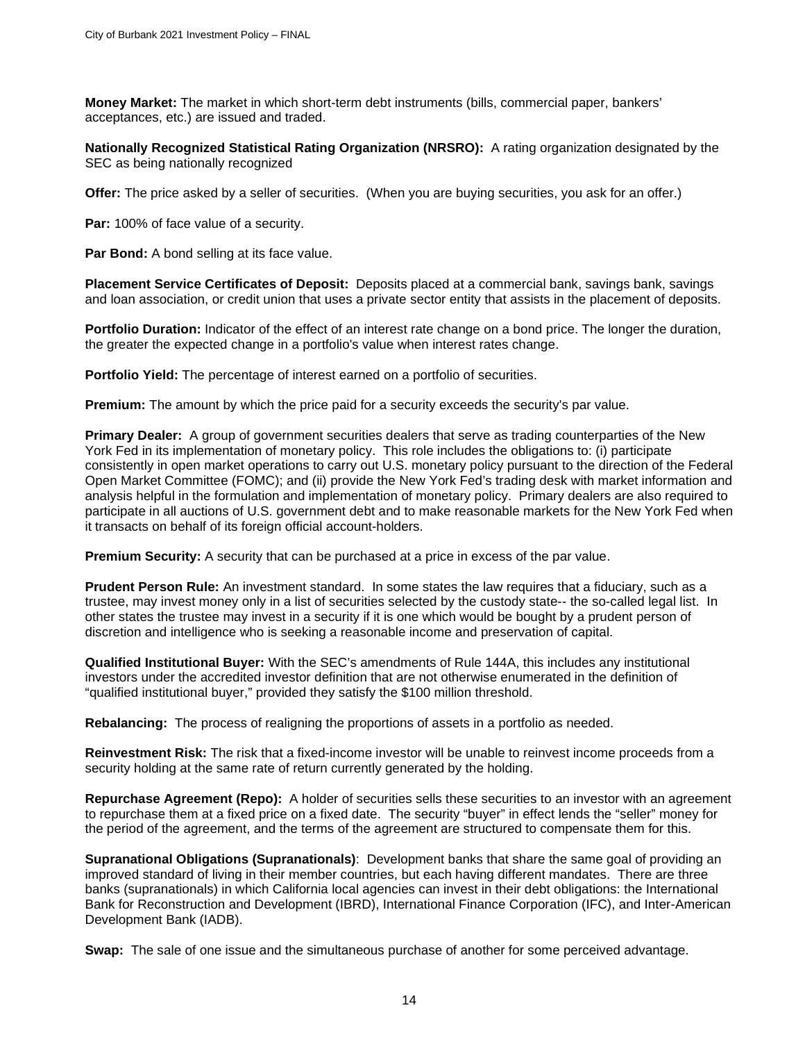**Money Market:** The market in which short-term debt instruments (bills, commercial paper, bankers' acceptances, etc.) are issued and traded.

**Nationally Recognized Statistical Rating Organization (NRSRO):** A rating organization designated by the SEC as being nationally recognized

**Offer:** The price asked by a seller of securities. (When you are buying securities, you ask for an offer.)

**Par:** 100% of face value of a security.

**Par Bond:** A bond selling at its face value.

**Placement Service Certificates of Deposit:** Deposits placed at a commercial bank, savings bank, savings and loan association, or credit union that uses a private sector entity that assists in the placement of deposits.

**Portfolio Duration:** Indicator of the effect of an interest rate change on a bond price. The longer the duration, the greater the expected change in a portfolio's value when interest rates change.

**Portfolio Yield:** The percentage of interest earned on a portfolio of securities.

**Premium:** The amount by which the price paid for a security exceeds the security's par value.

**Primary Dealer:** A group of government securities dealers that serve as trading counterparties of the New York Fed in its implementation of monetary policy. This role includes the obligations to: (i) participate consistently in open market operations to carry out U.S. monetary policy pursuant to the direction of the Federal Open Market Committee (FOMC); and (ii) provide the New York Fed's trading desk with market information and analysis helpful in the formulation and implementation of monetary policy. Primary dealers are also required to participate in all auctions of U.S. government debt and to make reasonable markets for the New York Fed when it transacts on behalf of its foreign official account-holders.

**Premium Security:** A security that can be purchased at a price in excess of the par value.

**Prudent Person Rule:** An investment standard. In some states the law requires that a fiduciary, such as a trustee, may invest money only in a list of securities selected by the custody state-- the so-called legal list. In other states the trustee may invest in a security if it is one which would be bought by a prudent person of discretion and intelligence who is seeking a reasonable income and preservation of capital.

**Qualified Institutional Buyer:** With the SEC's amendments of Rule 144A, this includes any institutional investors under the accredited investor definition that are not otherwise enumerated in the definition of "qualified institutional buyer," provided they satisfy the $100 million threshold.

**Rebalancing:** The process of realigning the proportions of assets in a portfolio as needed.

**Reinvestment Risk:** The risk that a fixed-income investor will be unable to reinvest income proceeds from a security holding at the same rate of return currently generated by the holding.

**Repurchase Agreement (Repo):** A holder of securities sells these securities to an investor with an agreement to repurchase them at a fixed price on a fixed date. The security "buyer" in effect lends the "seller" money for the period of the agreement, and the terms of the agreement are structured to compensate them for this.

**Supranational Obligations (Supranationals)**: Development banks that share the same goal of providing an improved standard of living in their member countries, but each having different mandates. There are three banks (supranationals) in which California local agencies can invest in their debt obligations: the International Bank for Reconstruction and Development (IBRD), International Finance Corporation (IFC), and Inter-American Development Bank (IADB).

**Swap:** The sale of one issue and the simultaneous purchase of another for some perceived advantage.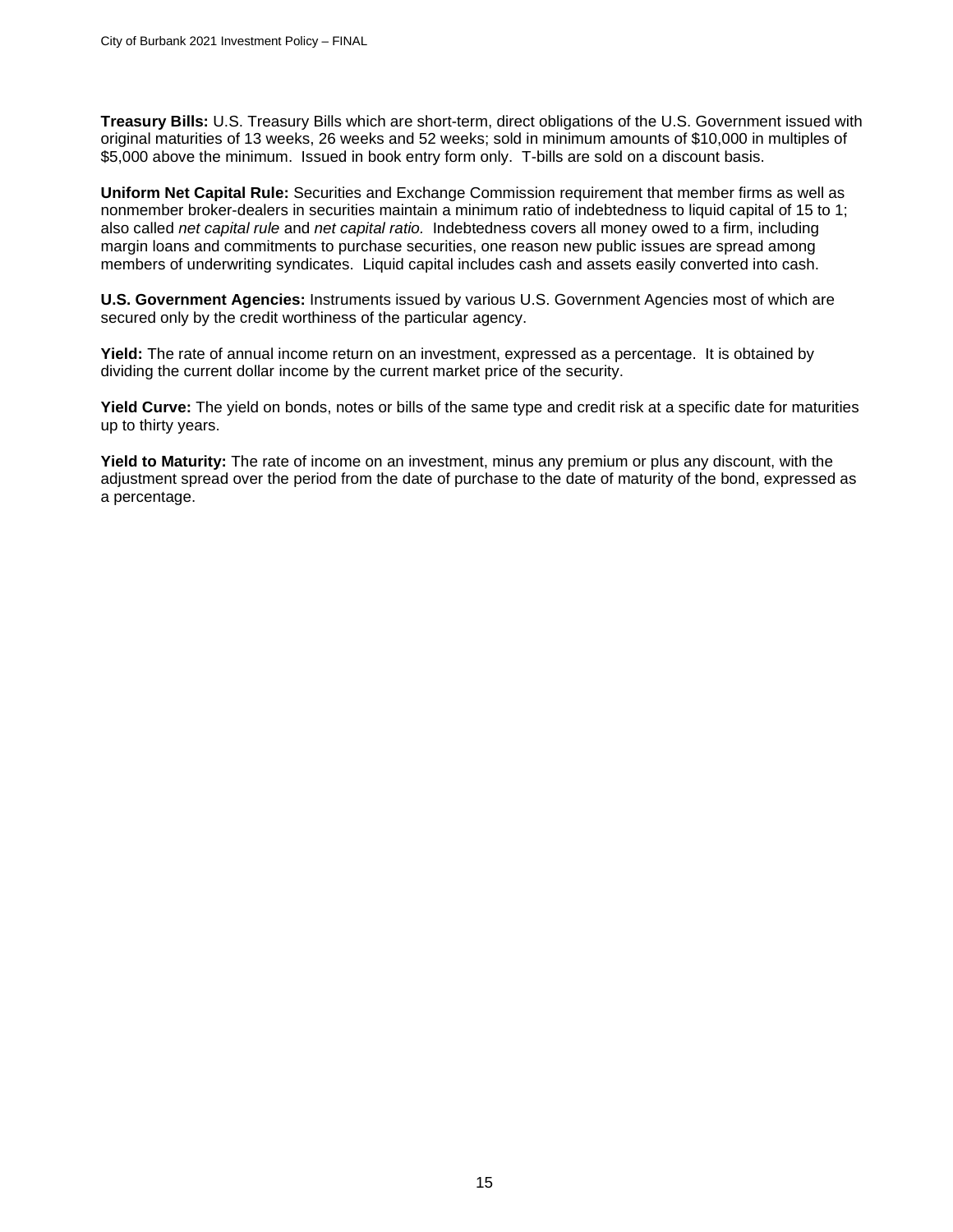**Treasury Bills:** U.S. Treasury Bills which are short-term, direct obligations of the U.S. Government issued with original maturities of 13 weeks, 26 weeks and 52 weeks; sold in minimum amounts of $10,000 in multiples of $5,000 above the minimum. Issued in book entry form only. T-bills are sold on a discount basis.

**Uniform Net Capital Rule:** Securities and Exchange Commission requirement that member firms as well as nonmember broker-dealers in securities maintain a minimum ratio of indebtedness to liquid capital of 15 to 1; also called *net capital rule* and *net capital ratio.* Indebtedness covers all money owed to a firm, including margin loans and commitments to purchase securities, one reason new public issues are spread among members of underwriting syndicates. Liquid capital includes cash and assets easily converted into cash.

**U.S. Government Agencies:** Instruments issued by various U.S. Government Agencies most of which are secured only by the credit worthiness of the particular agency.

**Yield:** The rate of annual income return on an investment, expressed as a percentage. It is obtained by dividing the current dollar income by the current market price of the security.

**Yield Curve:** The yield on bonds, notes or bills of the same type and credit risk at a specific date for maturities up to thirty years.

**Yield to Maturity:** The rate of income on an investment, minus any premium or plus any discount, with the adjustment spread over the period from the date of purchase to the date of maturity of the bond, expressed as a percentage.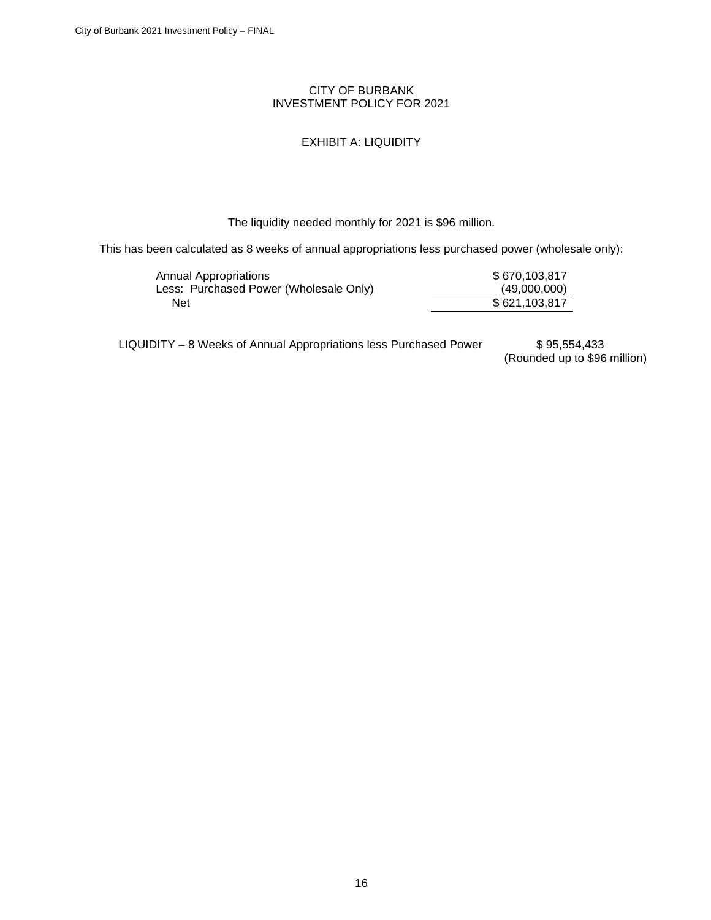CITY OF BURBANK
INVESTMENT POLICY FOR 2021

EXHIBIT A: LIQUIDITY

The liquidity needed monthly for 2021 is $96 million.

This has been calculated as 8 weeks of annual appropriations less purchased power (wholesale only):

| | |
|---|---:|
| Annual Appropriations | $ 670,103,817 |
| Less: Purchased Power (Wholesale Only) | (49,000,000) |
| Net | $ 621,103,817 |

| | |
|---|---:|
| LIQUIDITY – 8 Weeks of Annual Appropriations less Purchased Power | $ 95,554,433 (Rounded up to $96 million) |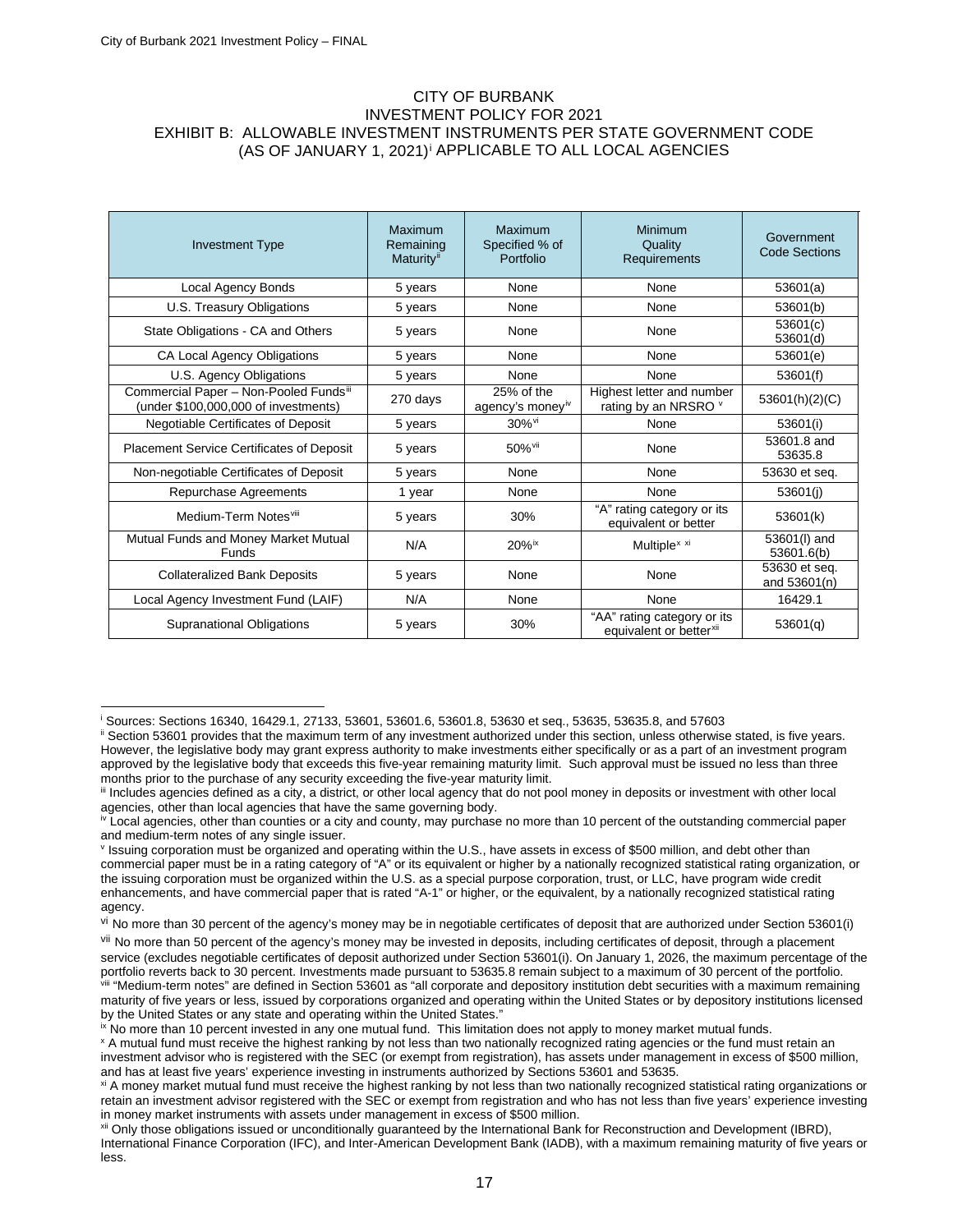# CITY OF BURBANK
## INVESTMENT POLICY FOR 2021
## EXHIBIT B: ALLOWABLE INVESTMENT INSTRUMENTS PER STATE GOVERNMENT CODE (AS OF JANUARY 1, 2021)[i] APPLICABLE TO ALL LOCAL AGENCIES

| Investment Type | Maximum Remaining Maturity[ii] | Maximum Specified % of Portfolio | Minimum Quality Requirements | Government Code Sections |
|---|---|---|---|---|
| Local Agency Bonds | 5 years | None | None | 53601(a) |
| U.S. Treasury Obligations | 5 years | None | None | 53601(b) |
| State Obligations - CA and Others | 5 years | None | None | 53601(c) 53601(d) |
| CA Local Agency Obligations | 5 years | None | None | 53601(e) |
| U.S. Agency Obligations | 5 years | None | None | 53601(f) |
| Commercial Paper – Non-Pooled Funds[iii] (under $100,000,000 of investments) | 270 days | 25% of the agency's money[iv] | Highest letter and number rating by an NRSRO [v] | 53601(h)(2)(C) |
| Negotiable Certificates of Deposit | 5 years | 30%[vi] | None | 53601(i) |
| Placement Service Certificates of Deposit | 5 years | 50%[vii] | None | 53601.8 and 53635.8 |
| Non-negotiable Certificates of Deposit | 5 years | None | None | 53630 et seq. |
| Repurchase Agreements | 1 year | None | None | 53601(j) |
| Medium-Term Notes[viii] | 5 years | 30% | "A" rating category or its equivalent or better | 53601(k) |
| Mutual Funds and Money Market Mutual Funds | N/A | 20%[ix] | Multiple[x] [xi] | 53601(l) and 53601.6(b) |
| Collateralized Bank Deposits | 5 years | None | None | 53630 et seq. and 53601(n) |
| Local Agency Investment Fund (LAIF) | N/A | None | None | 16429.1 |
| Supranational Obligations | 5 years | 30% | "AA" rating category or its equivalent or better[xii] | 53601(q) |

---

[i] Sources: Sections 16340, 16429.1, 27133, 53601, 53601.6, 53601.8, 53630 et seq., 53635, 53635.8, and 57603

[ii] Section 53601 provides that the maximum term of any investment authorized under this section, unless otherwise stated, is five years. However, the legislative body may grant express authority to make investments either specifically or as a part of an investment program approved by the legislative body that exceeds this five-year remaining maturity limit. Such approval must be issued no less than three months prior to the purchase of any security exceeding the five-year maturity limit.

[iii] Includes agencies defined as a city, a district, or other local agency that do not pool money in deposits or investment with other local agencies, other than local agencies that have the same governing body.

[iv] Local agencies, other than counties or a city and county, may purchase no more than 10 percent of the outstanding commercial paper and medium-term notes of any single issuer.

[v] Issuing corporation must be organized and operating within the U.S., have assets in excess of $500 million, and debt other than commercial paper must be in a rating category of "A" or its equivalent or higher by a nationally recognized statistical rating organization, or the issuing corporation must be organized within the U.S. as a special purpose corporation, trust, or LLC, have program wide credit enhancements, and have commercial paper that is rated "A-1" or higher, or the equivalent, by a nationally recognized statistical rating agency.

[vi] No more than 30 percent of the agency's money may be in negotiable certificates of deposit that are authorized under Section 53601(i)

[vii] No more than 50 percent of the agency's money may be invested in deposits, including certificates of deposit, through a placement service (excludes negotiable certificates of deposit authorized under Section 53601(i). On January 1, 2026, the maximum percentage of the portfolio reverts back to 30 percent. Investments made pursuant to 53635.8 remain subject to a maximum of 30 percent of the portfolio.

[viii] "Medium-term notes" are defined in Section 53601 as "all corporate and depository institution debt securities with a maximum remaining maturity of five years or less, issued by corporations organized and operating within the United States or by depository institutions licensed by the United States or any state and operating within the United States."

[ix] No more than 10 percent invested in any one mutual fund. This limitation does not apply to money market mutual funds.

[x] A mutual fund must receive the highest ranking by not less than two nationally recognized rating agencies or the fund must retain an investment advisor who is registered with the SEC (or exempt from registration), has assets under management in excess of $500 million, and has at least five years' experience investing in instruments authorized by Sections 53601 and 53635.

[xi] A money market mutual fund must receive the highest ranking by not less than two nationally recognized statistical rating organizations or retain an investment advisor registered with the SEC or exempt from registration and who has not less than five years' experience investing in money market instruments with assets under management in excess of $500 million.

[xii] Only those obligations issued or unconditionally guaranteed by the International Bank for Reconstruction and Development (IBRD), International Finance Corporation (IFC), and Inter-American Development Bank (IADB), with a maximum remaining maturity of five years or less.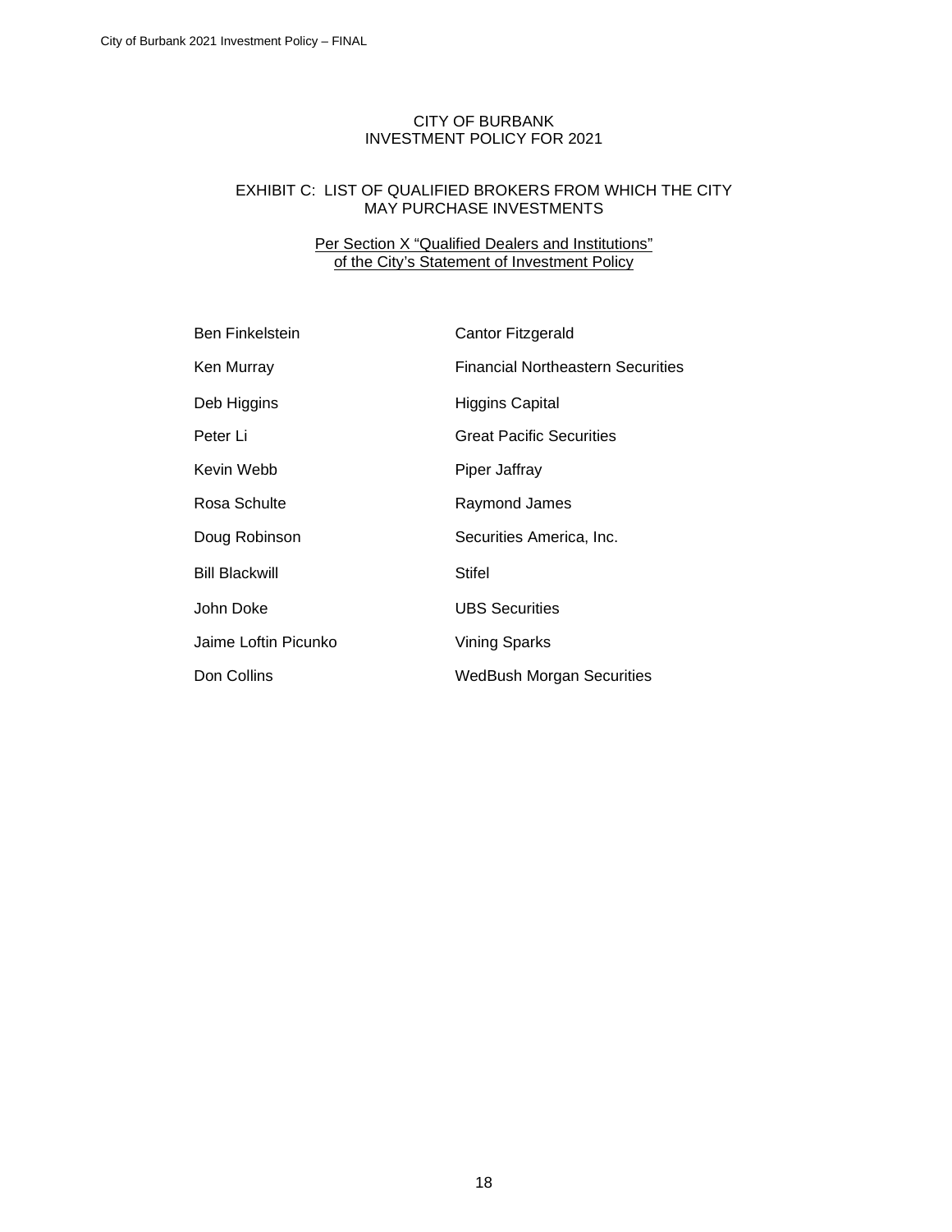# CITY OF BURBANK
# INVESTMENT POLICY FOR 2021

## EXHIBIT C: LIST OF QUALIFIED BROKERS FROM WHICH THE CITY MAY PURCHASE INVESTMENTS

Per Section X "Qualified Dealers and Institutions" of the City's Statement of Investment Policy

| | |
|---|---|
| Ben Finkelstein | Cantor Fitzgerald |
| Ken Murray | Financial Northeastern Securities |
| Deb Higgins | Higgins Capital |
| Peter Li | Great Pacific Securities |
| Kevin Webb | Piper Jaffray |
| Rosa Schulte | Raymond James |
| Doug Robinson | Securities America, Inc. |
| Bill Blackwill | Stifel |
| John Doke | UBS Securities |
| Jaime Loftin Picunko | Vining Sparks |
| Don Collins | WedBush Morgan Securities |